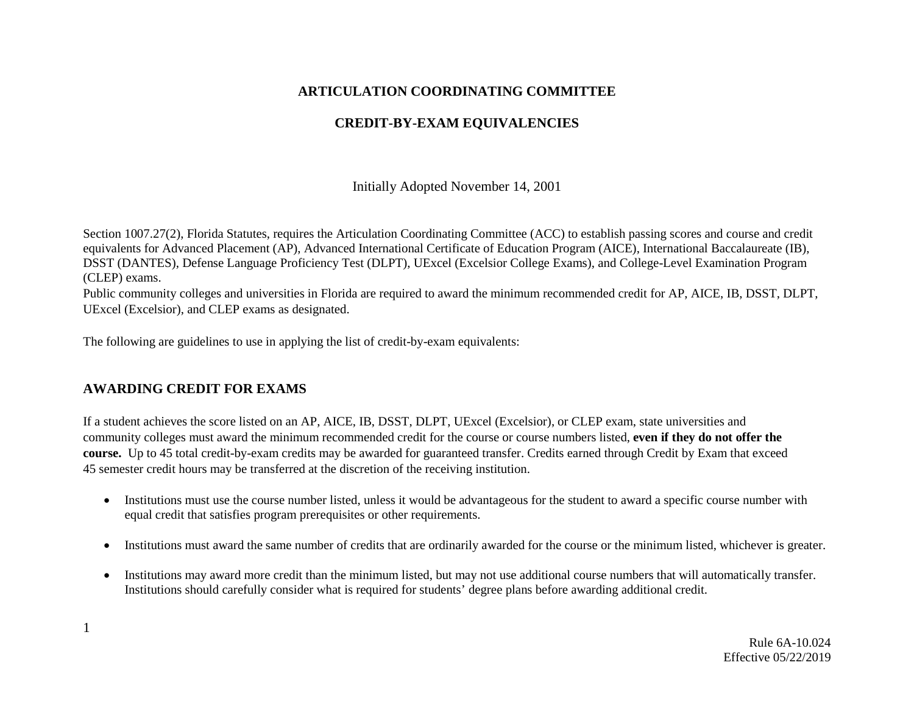# ARTICULATION COORDINATING COMMITTEE

## CREDIT-BY-EXAM EQUIVALENCIES

Initially Adopted November 14, 2001

Section 1007.27(2), Florida Statutes, requires the Articulation Coordinating Committee (ACC) to establish passing scores and course and credit equivalents for Advanced Placement (AP), Advanced International Certificate of Education Program (AICE), International Baccalaureate (IB), DSST (DANTES), Defense Language Proficiency Test (DLPT), UExcel (Excelsior College Exams), and College-Level Examination Program (CLEP) exams.

Public community colleges and universities in Florida are required to award the minimum recommended credit for AP, AICE, IB, DSST, DLPT, UExcel (Excelsior), and CLEP exams as designated.

The following are guidelines to use in applying the list of credit-by-exam equivalents:

## AWARDING CREDIT FOR EXAMS

If a student achieves the score listed on an AP, AICE, IB, DSST, DLPT, UExcel (Excelsior), or CLEP exam, state universities and community colleges must award the minimum recommended credit for the course or course numbers listed, **even if they do not offer the course.** Up to 45 total credit-by-exam credits may be awarded for guaranteed transfer. Credits earned through Credit by Exam that exceed 45 semester credit hours may be transferred at the discretion of the receiving institution.

- Institutions must use the course number listed, unless it would be advantageous for the student to award a specific course number with equal credit that satisfies program prerequisites or other requirements.
- Institutions must award the same number of credits that are ordinarily awarded for the course or the minimum listed, whichever is greater.
- Institutions may award more credit than the minimum listed, but may not use additional course numbers that will automatically transfer. Institutions should carefully consider what is required for students' degree plans before awarding additional credit.

Rule 6A-10.024
Effective 05/22/2019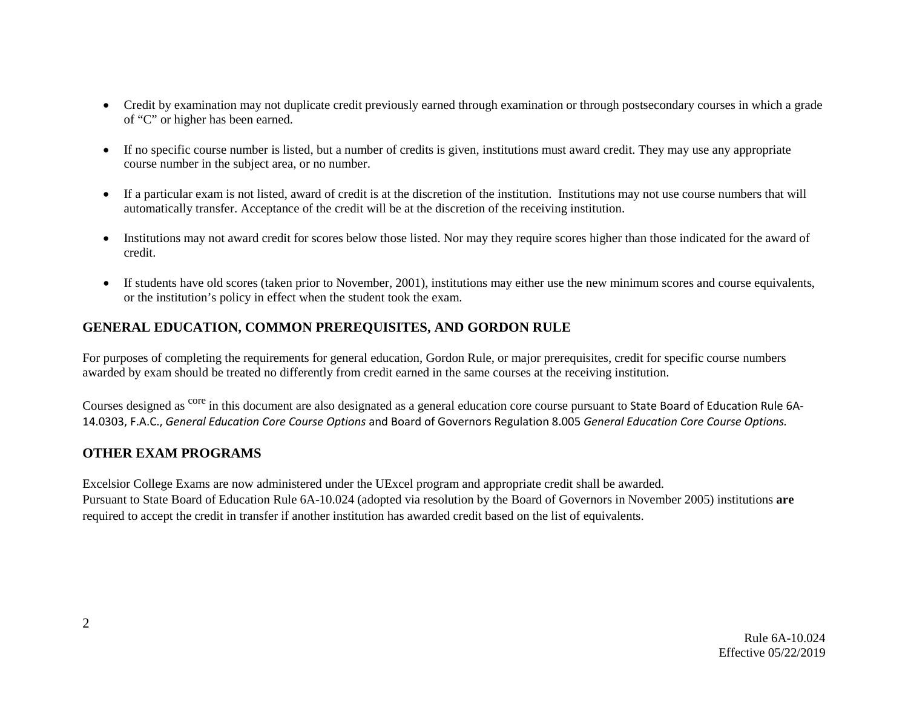- Credit by examination may not duplicate credit previously earned through examination or through postsecondary courses in which a grade of "C" or higher has been earned.

- If no specific course number is listed, but a number of credits is given, institutions must award credit. They may use any appropriate course number in the subject area, or no number.

- If a particular exam is not listed, award of credit is at the discretion of the institution. Institutions may not use course numbers that will automatically transfer. Acceptance of the credit will be at the discretion of the receiving institution.

- Institutions may not award credit for scores below those listed. Nor may they require scores higher than those indicated for the award of credit.

- If students have old scores (taken prior to November, 2001), institutions may either use the new minimum scores and course equivalents, or the institution's policy in effect when the student took the exam.

## GENERAL EDUCATION, COMMON PREREQUISITES, AND GORDON RULE

For purposes of completing the requirements for general education, Gordon Rule, or major prerequisites, credit for specific course numbers awarded by exam should be treated no differently from credit earned in the same courses at the receiving institution.

Courses designed as [core] in this document are also designated as a general education core course pursuant to State Board of Education Rule 6A-14.0303, F.A.C., *General Education Core Course Options* and Board of Governors Regulation 8.005 *General Education Core Course Options.*

## OTHER EXAM PROGRAMS

Excelsior College Exams are now administered under the UExcel program and appropriate credit shall be awarded.
Pursuant to State Board of Education Rule 6A-10.024 (adopted via resolution by the Board of Governors in November 2005) institutions **are** required to accept the credit in transfer if another institution has awarded credit based on the list of equivalents.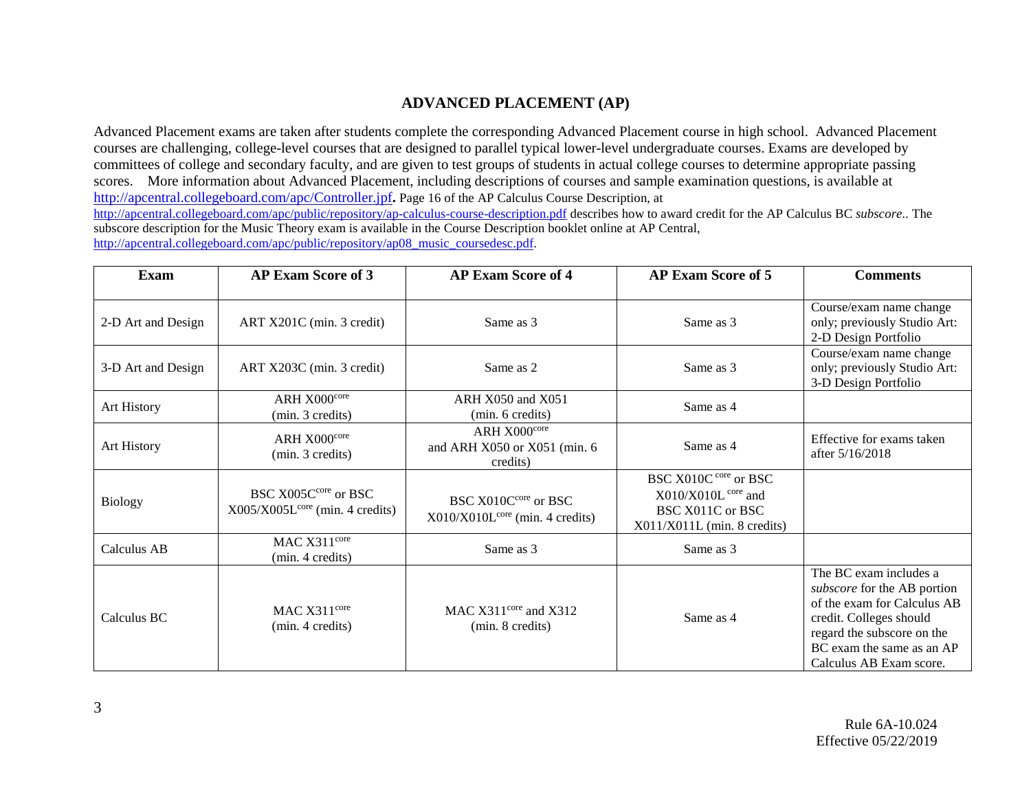## ADVANCED PLACEMENT (AP)

Advanced Placement exams are taken after students complete the corresponding Advanced Placement course in high school. Advanced Placement courses are challenging, college-level courses that are designed to parallel typical lower-level undergraduate courses. Exams are developed by committees of college and secondary faculty, and are given to test groups of students in actual college courses to determine appropriate passing scores. More information about Advanced Placement, including descriptions of courses and sample examination questions, is available at http://apcentral.collegeboard.com/apc/Controller.jpf**.** Page 16 of the AP Calculus Course Description, at http://apcentral.collegeboard.com/apc/public/repository/ap-calculus-course-description.pdf describes how to award credit for the AP Calculus BC *subscore*.. The subscore description for the Music Theory exam is available in the Course Description booklet online at AP Central, http://apcentral.collegeboard.com/apc/public/repository/ap08_music_coursedesc.pdf.

| Exam | AP Exam Score of 3 | AP Exam Score of 4 | AP Exam Score of 5 | Comments |
|---|---|---|---|---|
| 2-D Art and Design | ART X201C (min. 3 credit) | Same as 3 | Same as 3 | Course/exam name change only; previously Studio Art: 2-D Design Portfolio |
| 3-D Art and Design | ART X203C (min. 3 credit) | Same as 2 | Same as 3 | Course/exam name change only; previously Studio Art: 3-D Design Portfolio |
| Art History | ARH X000^core (min. 3 credits) | ARH X050 and X051 (min. 6 credits) | Same as 4 | |
| Art History | ARH X000^core (min. 3 credits) | ARH X000^core and ARH X050 or X051 (min. 6 credits) | Same as 4 | Effective for exams taken after 5/16/2018 |
| Biology | BSC X005C^core or BSC X005/X005L^core (min. 4 credits) | BSC X010C^core or BSC X010/X010L^core (min. 4 credits) | BSC X010C^core or BSC X010/X010L^core and BSC X011C or BSC X011/X011L (min. 8 credits) | |
| Calculus AB | MAC X311^core (min. 4 credits) | Same as 3 | Same as 3 | |
| Calculus BC | MAC X311^core (min. 4 credits) | MAC X311^core and X312 (min. 8 credits) | Same as 4 | The BC exam includes a *subscore* for the AB portion of the exam for Calculus AB credit. Colleges should regard the subscore on the BC exam the same as an AP Calculus AB Exam score. |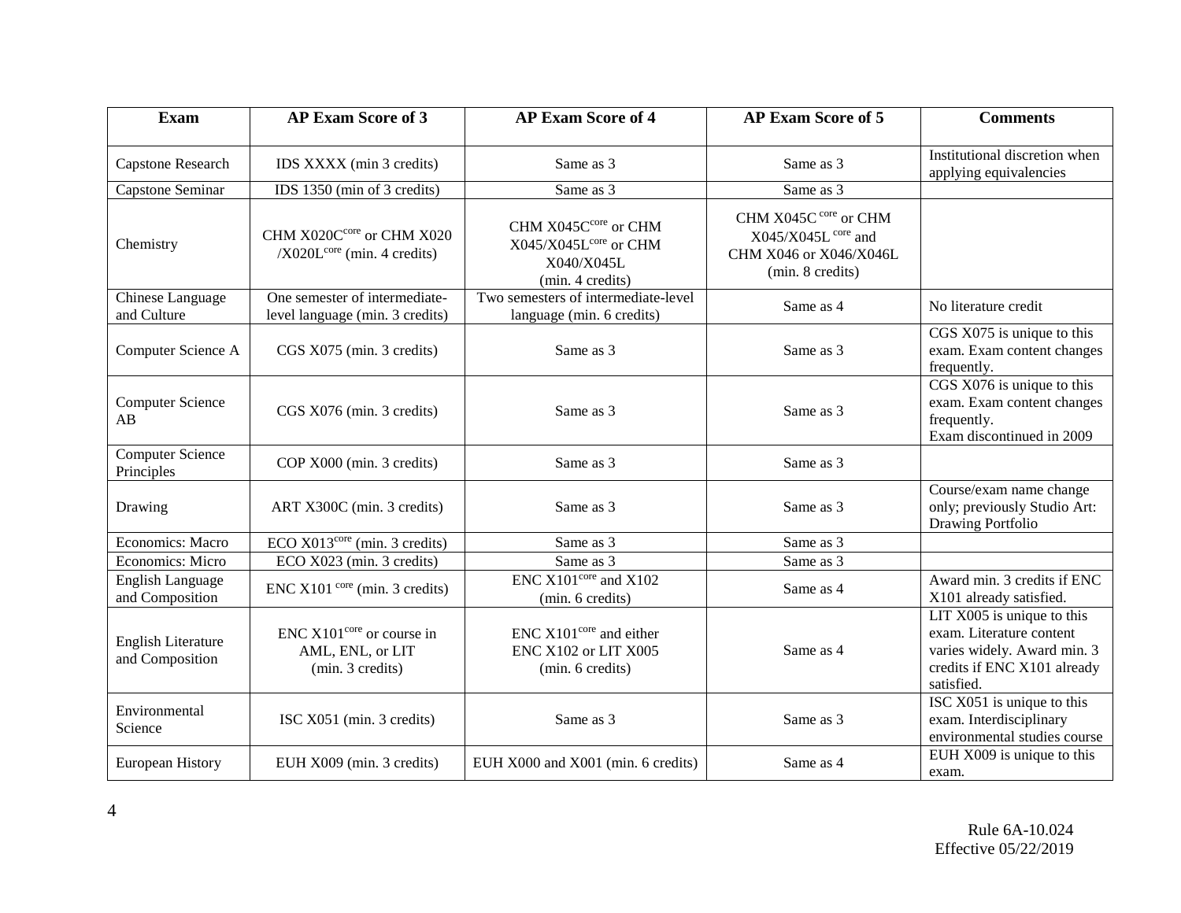| Exam | AP Exam Score of 3 | AP Exam Score of 4 | AP Exam Score of 5 | Comments |
|---|---|---|---|---|
| Capstone Research | IDS XXXX (min 3 credits) | Same as 3 | Same as 3 | Institutional discretion when applying equivalencies |
| Capstone Seminar | IDS 1350 (min of 3 credits) | Same as 3 | Same as 3 | |
| Chemistry | CHM X020C[core] or CHM X020 /X020L[core] (min. 4 credits) | CHM X045C[core] or CHM X045/X045L[core] or CHM X040/X045L (min. 4 credits) | CHM X045C [core] or CHM X045/X045L [core] and CHM X046 or X046/X046L (min. 8 credits) | |
| Chinese Language and Culture | One semester of intermediate-level language (min. 3 credits) | Two semesters of intermediate-level language (min. 6 credits) | Same as 4 | No literature credit |
| Computer Science A | CGS X075 (min. 3 credits) | Same as 3 | Same as 3 | CGS X075 is unique to this exam. Exam content changes frequently. |
| Computer Science AB | CGS X076 (min. 3 credits) | Same as 3 | Same as 3 | CGS X076 is unique to this exam. Exam content changes frequently. Exam discontinued in 2009 |
| Computer Science Principles | COP X000 (min. 3 credits) | Same as 3 | Same as 3 | |
| Drawing | ART X300C (min. 3 credits) | Same as 3 | Same as 3 | Course/exam name change only; previously Studio Art: Drawing Portfolio |
| Economics: Macro | ECO X013[core] (min. 3 credits) | Same as 3 | Same as 3 | |
| Economics: Micro | ECO X023 (min. 3 credits) | Same as 3 | Same as 3 | |
| English Language and Composition | ENC X101 [core] (min. 3 credits) | ENC X101[core] and X102 (min. 6 credits) | Same as 4 | Award min. 3 credits if ENC X101 already satisfied. |
| English Literature and Composition | ENC X101[core] or course in AML, ENL, or LIT (min. 3 credits) | ENC X101[core] and either ENC X102 or LIT X005 (min. 6 credits) | Same as 4 | LIT X005 is unique to this exam. Literature content varies widely. Award min. 3 credits if ENC X101 already satisfied. |
| Environmental Science | ISC X051 (min. 3 credits) | Same as 3 | Same as 3 | ISC X051 is unique to this exam. Interdisciplinary environmental studies course |
| European History | EUH X009 (min. 3 credits) | EUH X000 and X001 (min. 6 credits) | Same as 4 | EUH X009 is unique to this exam. |

Rule 6A-10.024
Effective 05/22/2019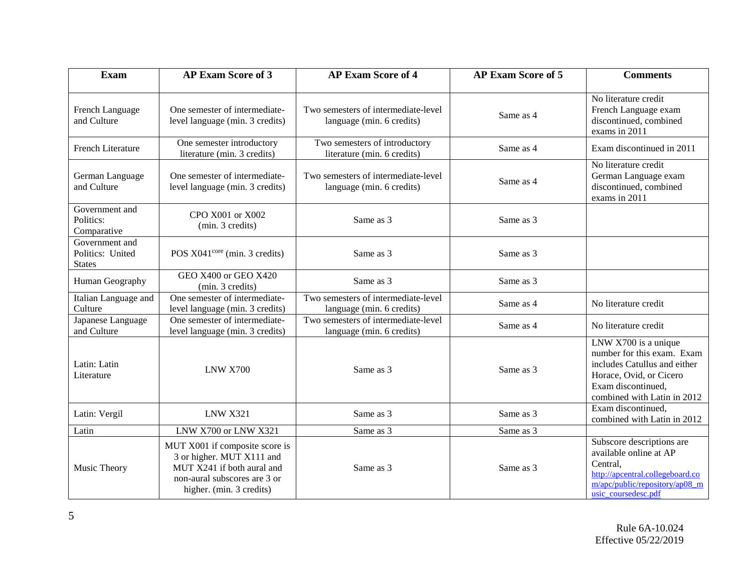| Exam | AP Exam Score of 3 | AP Exam Score of 4 | AP Exam Score of 5 | Comments |
|---|---|---|---|---|
| French Language and Culture | One semester of intermediate-level language (min. 3 credits) | Two semesters of intermediate-level language (min. 6 credits) | Same as 4 | No literature credit French Language exam discontinued, combined exams in 2011 |
| French Literature | One semester introductory literature (min. 3 credits) | Two semesters of introductory literature (min. 6 credits) | Same as 4 | Exam discontinued in 2011 |
| German Language and Culture | One semester of intermediate-level language (min. 3 credits) | Two semesters of intermediate-level language (min. 6 credits) | Same as 4 | No literature credit German Language exam discontinued, combined exams in 2011 |
| Government and Politics: Comparative | CPO X001 or X002 (min. 3 credits) | Same as 3 | Same as 3 | |
| Government and Politics: United States | POS X041[core] (min. 3 credits) | Same as 3 | Same as 3 | |
| Human Geography | GEO X400 or GEO X420 (min. 3 credits) | Same as 3 | Same as 3 | |
| Italian Language and Culture | One semester of intermediate-level language (min. 3 credits) | Two semesters of intermediate-level language (min. 6 credits) | Same as 4 | No literature credit |
| Japanese Language and Culture | One semester of intermediate-level language (min. 3 credits) | Two semesters of intermediate-level language (min. 6 credits) | Same as 4 | No literature credit |
| Latin: Latin Literature | LNW X700 | Same as 3 | Same as 3 | LNW X700 is a unique number for this exam. Exam includes Catullus and either Horace, Ovid, or Cicero Exam discontinued, combined with Latin in 2012 |
| Latin: Vergil | LNW X321 | Same as 3 | Same as 3 | Exam discontinued, combined with Latin in 2012 |
| Latin | LNW X700 or LNW X321 | Same as 3 | Same as 3 | |
| Music Theory | MUT X001 if composite score is 3 or higher. MUT X111 and MUT X241 if both aural and non-aural subscores are 3 or higher. (min. 3 credits) | Same as 3 | Same as 3 | Subscore descriptions are available online at AP Central, http://apcentral.collegeboard.com/apc/public/repository/ap08_music_coursedesc.pdf |

Rule 6A-10.024
Effective 05/22/2019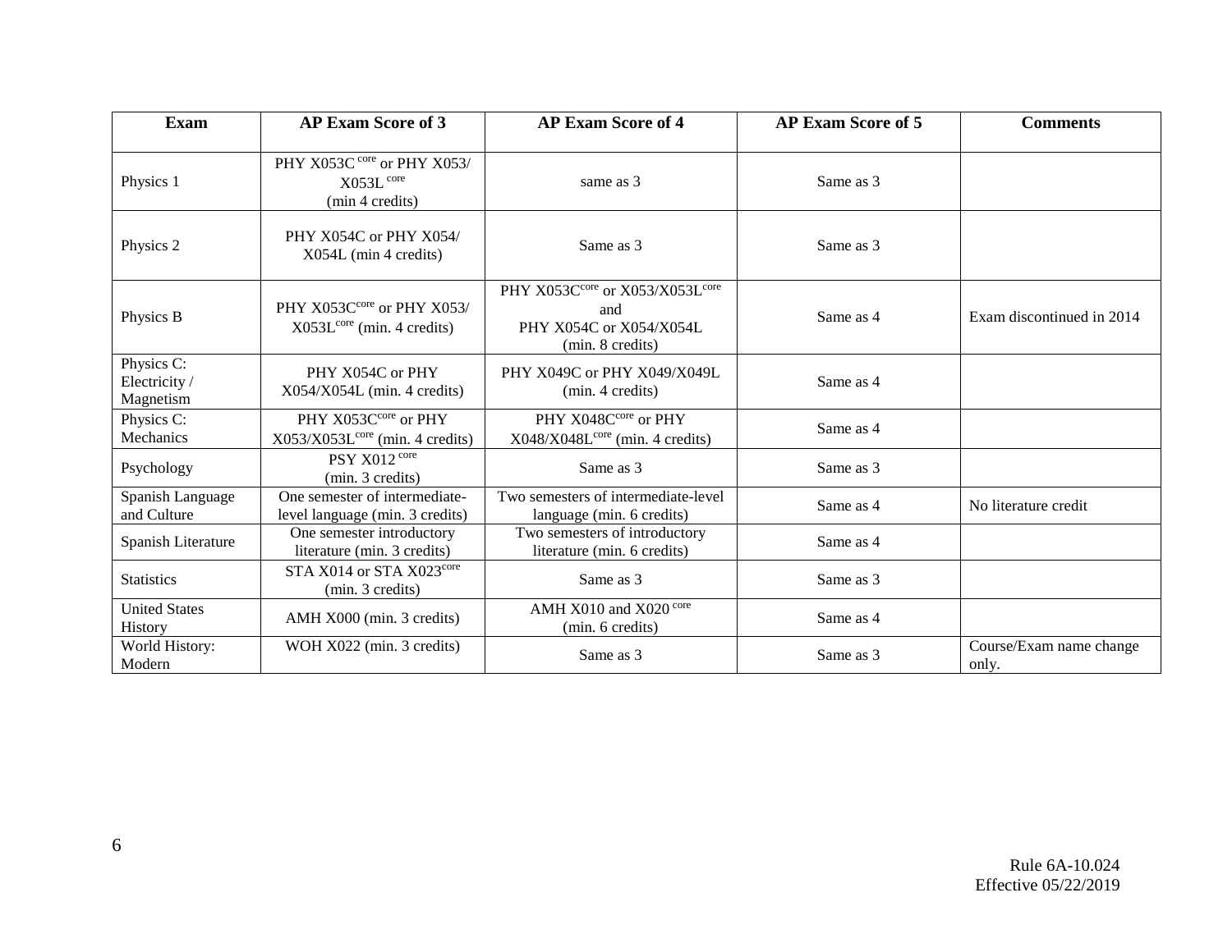| Exam | AP Exam Score of 3 | AP Exam Score of 4 | AP Exam Score of 5 | Comments |
| --- | --- | --- | --- | --- |
| Physics 1 | PHY X053C [core] or PHY X053/ X053L [core] (min 4 credits) | same as 3 | Same as 3 | |
| Physics 2 | PHY X054C or PHY X054/ X054L (min 4 credits) | Same as 3 | Same as 3 | |
| Physics B | PHY X053C[core] or PHY X053/ X053L[core] (min. 4 credits) | PHY X053C[core] or X053/X053L[core] and PHY X054C or X054/X054L (min. 8 credits) | Same as 4 | Exam discontinued in 2014 |
| Physics C: Electricity / Magnetism | PHY X054C or PHY X054/X054L (min. 4 credits) | PHY X049C or PHY X049/X049L (min. 4 credits) | Same as 4 | |
| Physics C: Mechanics | PHY X053C[core] or PHY X053/X053L[core] (min. 4 credits) | PHY X048C[core] or PHY X048/X048L[core] (min. 4 credits) | Same as 4 | |
| Psychology | PSY X012 [core] (min. 3 credits) | Same as 3 | Same as 3 | |
| Spanish Language and Culture | One semester of intermediate-level language (min. 3 credits) | Two semesters of intermediate-level language (min. 6 credits) | Same as 4 | No literature credit |
| Spanish Literature | One semester introductory literature (min. 3 credits) | Two semesters of introductory literature (min. 6 credits) | Same as 4 | |
| Statistics | STA X014 or STA X023[core] (min. 3 credits) | Same as 3 | Same as 3 | |
| United States History | AMH X000 (min. 3 credits) | AMH X010 and X020 [core] (min. 6 credits) | Same as 4 | |
| World History: Modern | WOH X022 (min. 3 credits) | Same as 3 | Same as 3 | Course/Exam name change only. |

Rule 6A-10.024
Effective 05/22/2019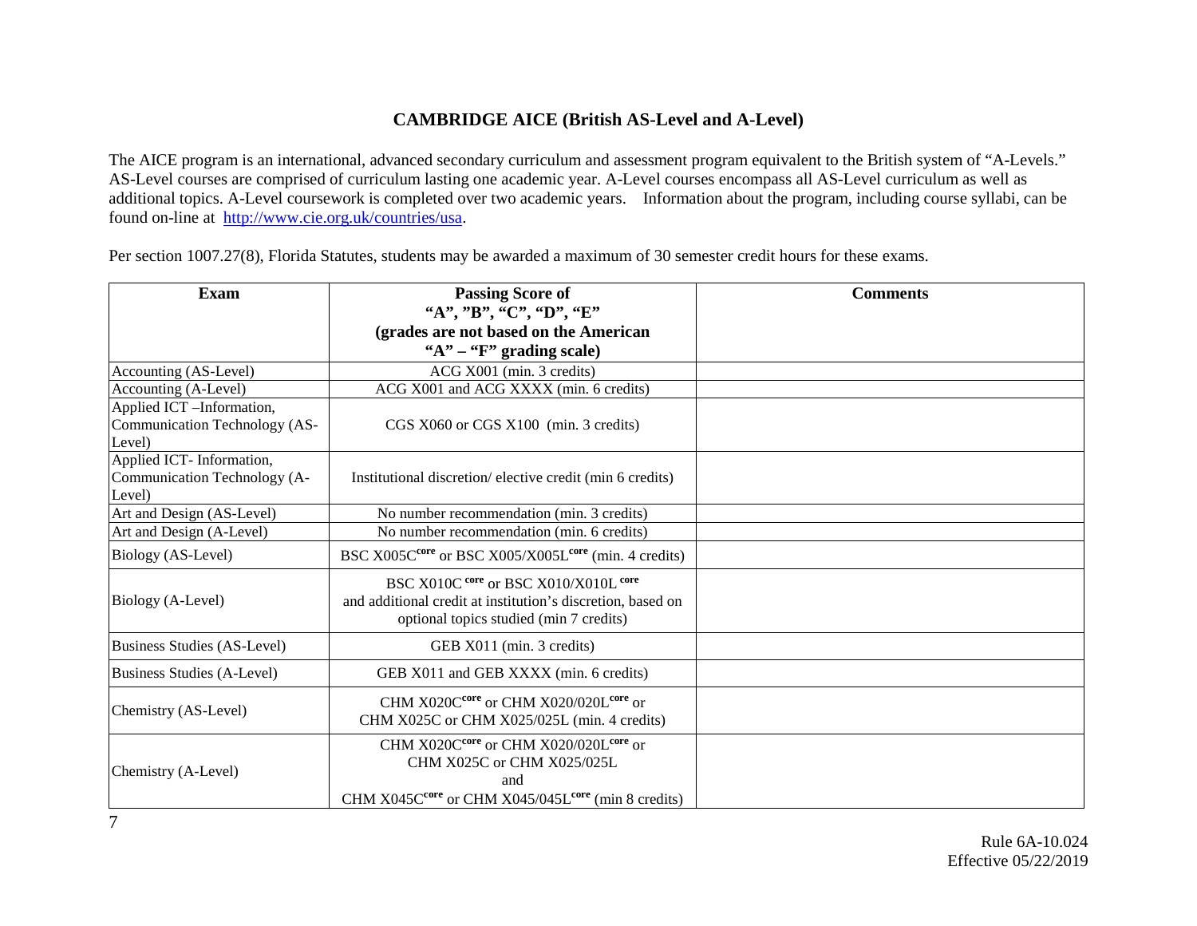## CAMBRIDGE AICE (British AS-Level and A-Level)

The AICE program is an international, advanced secondary curriculum and assessment program equivalent to the British system of "A-Levels." AS-Level courses are comprised of curriculum lasting one academic year. A-Level courses encompass all AS-Level curriculum as well as additional topics. A-Level coursework is completed over two academic years. Information about the program, including course syllabi, can be found on-line at http://www.cie.org.uk/countries/usa.

Per section 1007.27(8), Florida Statutes, students may be awarded a maximum of 30 semester credit hours for these exams.

| Exam | Passing Score of "A", "B", "C", "D", "E" (grades are not based on the American "A" – "F" grading scale) | Comments |
|---|---|---|
| Accounting (AS-Level) | ACG X001 (min. 3 credits) | |
| Accounting (A-Level) | ACG X001 and ACG XXXX (min. 6 credits) | |
| Applied ICT –Information, Communication Technology (AS-Level) | CGS X060 or CGS X100 (min. 3 credits) | |
| Applied ICT- Information, Communication Technology (A-Level) | Institutional discretion/ elective credit (min 6 credits) | |
| Art and Design (AS-Level) | No number recommendation (min. 3 credits) | |
| Art and Design (A-Level) | No number recommendation (min. 6 credits) | |
| Biology (AS-Level) | BSC X005C core or BSC X005/X005L core (min. 4 credits) | |
| Biology (A-Level) | BSC X010C core or BSC X010/X010L core and additional credit at institution's discretion, based on optional topics studied (min 7 credits) | |
| Business Studies (AS-Level) | GEB X011 (min. 3 credits) | |
| Business Studies (A-Level) | GEB X011 and GEB XXXX (min. 6 credits) | |
| Chemistry (AS-Level) | CHM X020C core or CHM X020/020L core or CHM X025C or CHM X025/025L (min. 4 credits) | |
| Chemistry (A-Level) | CHM X020C core or CHM X020/020L core or CHM X025C or CHM X025/025L and CHM X045C core or CHM X045/045L core (min 8 credits) | |

Rule 6A-10.024
Effective 05/22/2019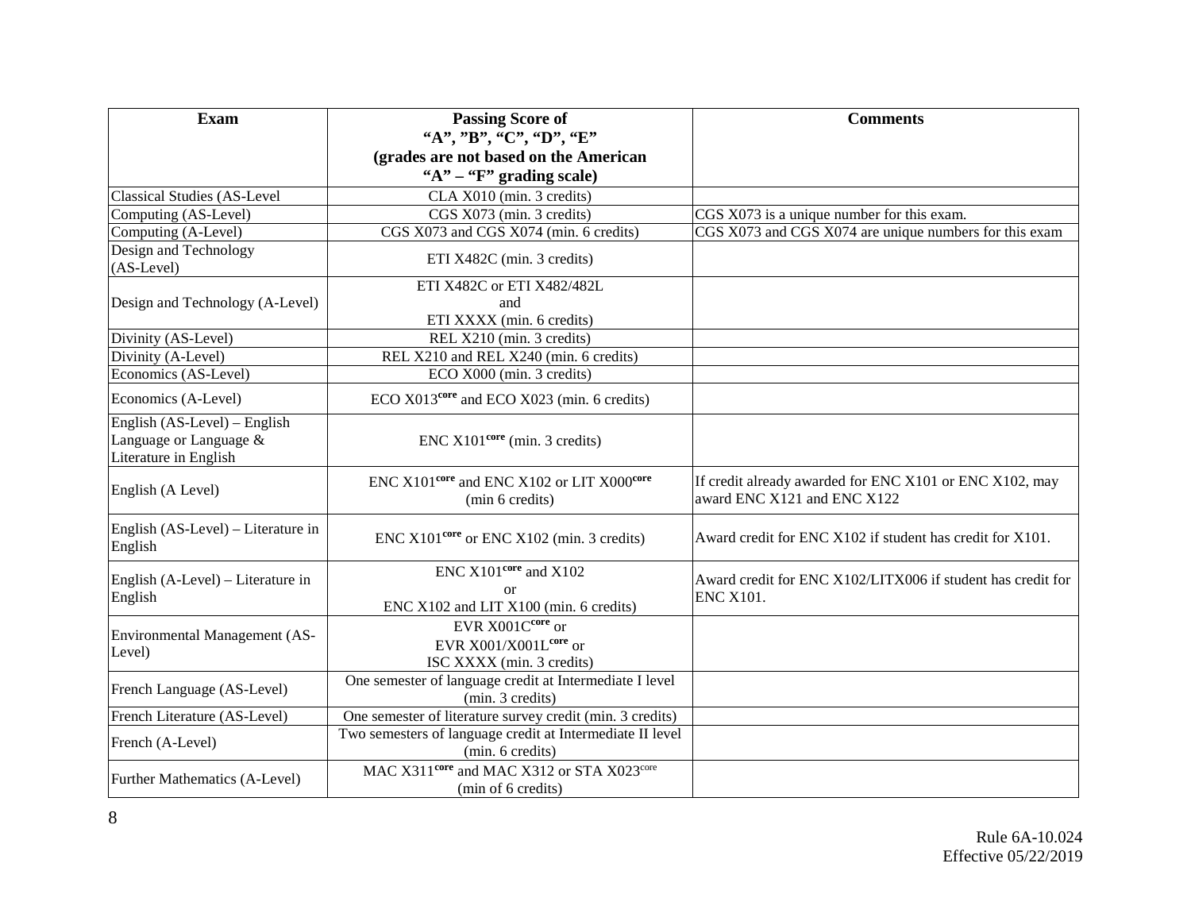| Exam | Passing Score of "A", "B", "C", "D", "E" (grades are not based on the American "A" – "F" grading scale) | Comments |
|---|---|---|
| Classical Studies (AS-Level | CLA X010 (min. 3 credits) | |
| Computing (AS-Level) | CGS X073 (min. 3 credits) | CGS X073 is a unique number for this exam. |
| Computing (A-Level) | CGS X073 and CGS X074 (min. 6 credits) | CGS X073 and CGS X074 are unique numbers for this exam |
| Design and Technology (AS-Level) | ETI X482C (min. 3 credits) | |
| Design and Technology (A-Level) | ETI X482C or ETI X482/482L and ETI XXXX (min. 6 credits) | |
| Divinity (AS-Level) | REL X210 (min. 3 credits) | |
| Divinity (A-Level) | REL X210 and REL X240 (min. 6 credits) | |
| Economics (AS-Level) | ECO X000 (min. 3 credits) | |
| Economics (A-Level) | ECO X013[core] and ECO X023 (min. 6 credits) | |
| English (AS-Level) – English Language or Language & Literature in English | ENC X101[core] (min. 3 credits) | |
| English (A Level) | ENC X101[core] and ENC X102 or LIT X000[core] (min 6 credits) | If credit already awarded for ENC X101 or ENC X102, may award ENC X121 and ENC X122 |
| English (AS-Level) – Literature in English | ENC X101[core] or ENC X102 (min. 3 credits) | Award credit for ENC X102 if student has credit for X101. |
| English (A-Level) – Literature in English | ENC X101[core] and X102 or ENC X102 and LIT X100 (min. 6 credits) | Award credit for ENC X102/LITX006 if student has credit for ENC X101. |
| Environmental Management (AS-Level) | EVR X001C[core] or EVR X001/X001L[core] or ISC XXXX (min. 3 credits) | |
| French Language (AS-Level) | One semester of language credit at Intermediate I level (min. 3 credits) | |
| French Literature (AS-Level) | One semester of literature survey credit (min. 3 credits) | |
| French (A-Level) | Two semesters of language credit at Intermediate II level (min. 6 credits) | |
| Further Mathematics (A-Level) | MAC X311[core] and MAC X312 or STA X023[core] (min of 6 credits) | |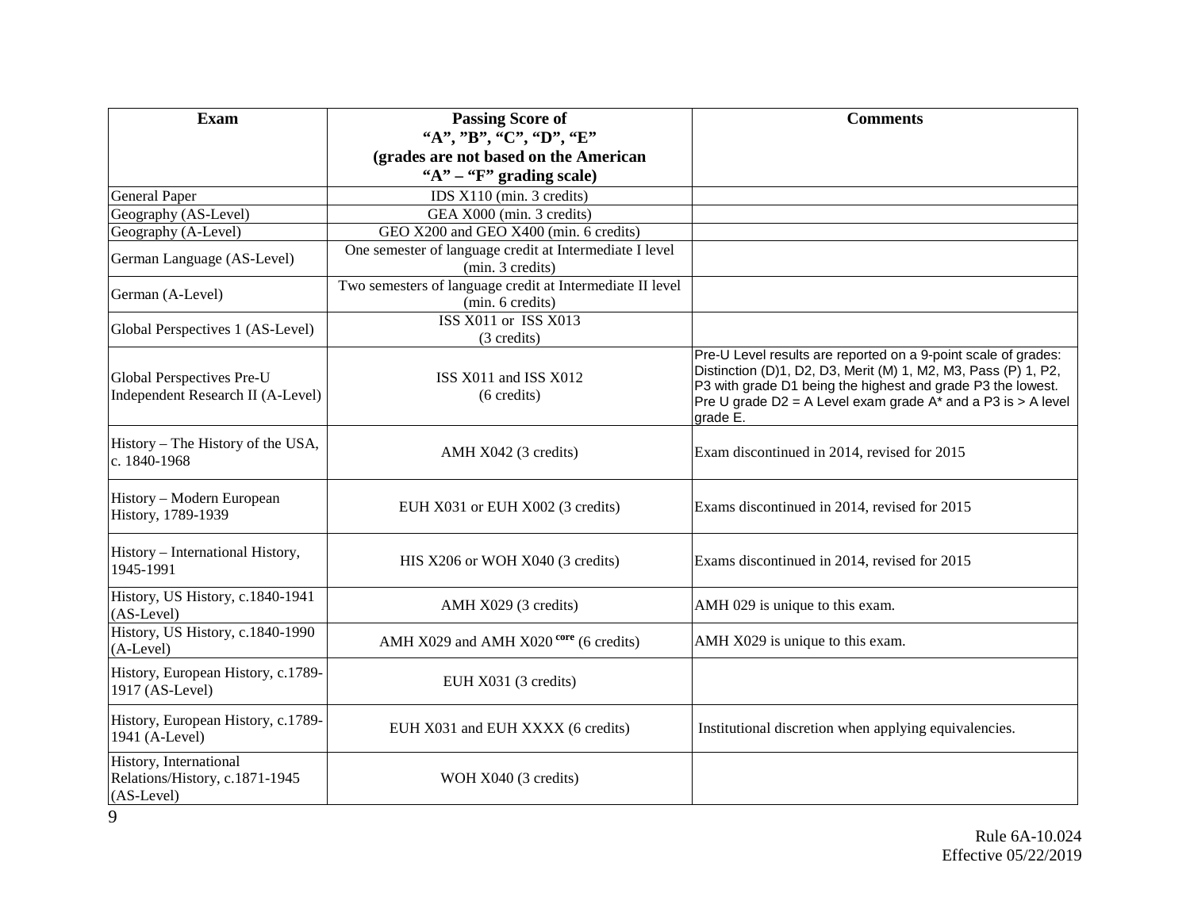| Exam | Passing Score of "A", "B", "C", "D", "E" (grades are not based on the American "A" – "F" grading scale) | Comments |
| --- | --- | --- |
| General Paper | IDS X110 (min. 3 credits) | |
| Geography (AS-Level) | GEA X000 (min. 3 credits) | |
| Geography (A-Level) | GEO X200 and GEO X400 (min. 6 credits) | |
| German Language (AS-Level) | One semester of language credit at Intermediate I level (min. 3 credits) | |
| German (A-Level) | Two semesters of language credit at Intermediate II level (min. 6 credits) | |
| Global Perspectives 1 (AS-Level) | ISS X011 or ISS X013 (3 credits) | |
| Global Perspectives Pre-U Independent Research II (A-Level) | ISS X011 and ISS X012 (6 credits) | Pre-U Level results are reported on a 9-point scale of grades: Distinction (D)1, D2, D3, Merit (M) 1, M2, M3, Pass (P) 1, P2, P3 with grade D1 being the highest and grade P3 the lowest. Pre U grade D2 = A Level exam grade A* and a P3 is > A level grade E. |
| History – The History of the USA, c. 1840-1968 | AMH X042 (3 credits) | Exam discontinued in 2014, revised for 2015 |
| History – Modern European History, 1789-1939 | EUH X031 or EUH X002 (3 credits) | Exams discontinued in 2014, revised for 2015 |
| History – International History, 1945-1991 | HIS X206 or WOH X040 (3 credits) | Exams discontinued in 2014, revised for 2015 |
| History, US History, c.1840-1941 (AS-Level) | AMH X029 (3 credits) | AMH 029 is unique to this exam. |
| History, US History, c.1840-1990 (A-Level) | AMH X029 and AMH X020 core (6 credits) | AMH X029 is unique to this exam. |
| History, European History, c.1789-1917 (AS-Level) | EUH X031 (3 credits) | |
| History, European History, c.1789-1941 (A-Level) | EUH X031 and EUH XXXX (6 credits) | Institutional discretion when applying equivalencies. |
| History, International Relations/History, c.1871-1945 (AS-Level) | WOH X040 (3 credits) | |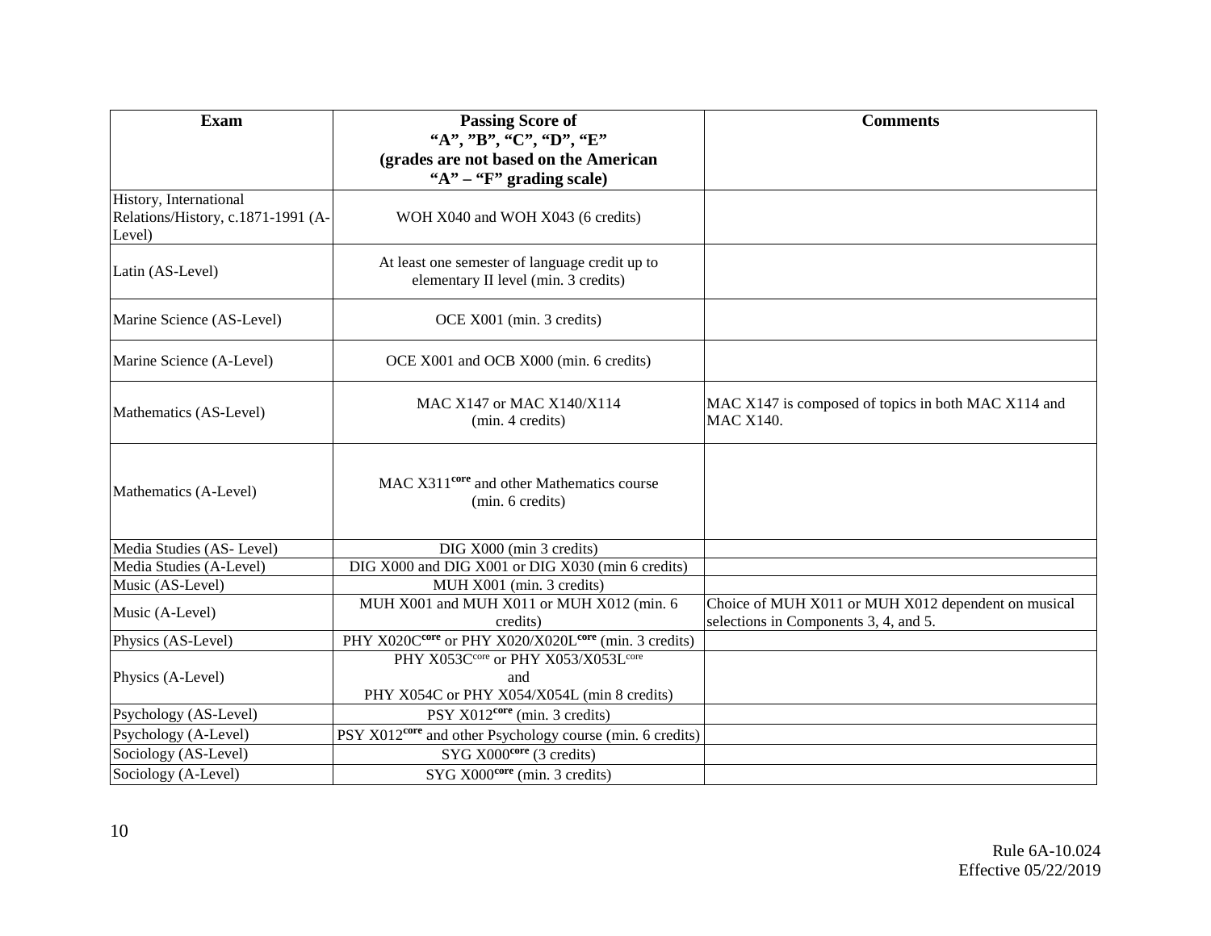| Exam | Passing Score of "A", "B", "C", "D", "E" (grades are not based on the American "A" – "F" grading scale) | Comments |
|---|---|---|
| History, International Relations/History, c.1871-1991 (A-Level) | WOH X040 and WOH X043 (6 credits) | |
| Latin (AS-Level) | At least one semester of language credit up to elementary II level (min. 3 credits) | |
| Marine Science (AS-Level) | OCE X001 (min. 3 credits) | |
| Marine Science (A-Level) | OCE X001 and OCB X000 (min. 6 credits) | |
| Mathematics (AS-Level) | MAC X147 or MAC X140/X114 (min. 4 credits) | MAC X147 is composed of topics in both MAC X114 and MAC X140. |
| Mathematics (A-Level) | MAC X311core and other Mathematics course (min. 6 credits) | |
| Media Studies (AS- Level) | DIG X000 (min 3 credits) | |
| Media Studies (A-Level) | DIG X000 and DIG X001 or DIG X030 (min 6 credits) | |
| Music (AS-Level) | MUH X001 (min. 3 credits) | |
| Music (A-Level) | MUH X001 and MUH X011 or MUH X012 (min. 6 credits) | Choice of MUH X011 or MUH X012 dependent on musical selections in Components 3, 4, and 5. |
| Physics (AS-Level) | PHY X020Ccore or PHY X020/X020Lcore (min. 3 credits) | |
| Physics (A-Level) | PHY X053Ccore or PHY X053/X053Lcore and PHY X054C or PHY X054/X054L (min 8 credits) | |
| Psychology (AS-Level) | PSY X012core (min. 3 credits) | |
| Psychology (A-Level) | PSY X012core and other Psychology course (min. 6 credits) | |
| Sociology (AS-Level) | SYG X000core (3 credits) | |
| Sociology (A-Level) | SYG X000core (min. 3 credits) | |

Rule 6A-10.024
Effective 05/22/2019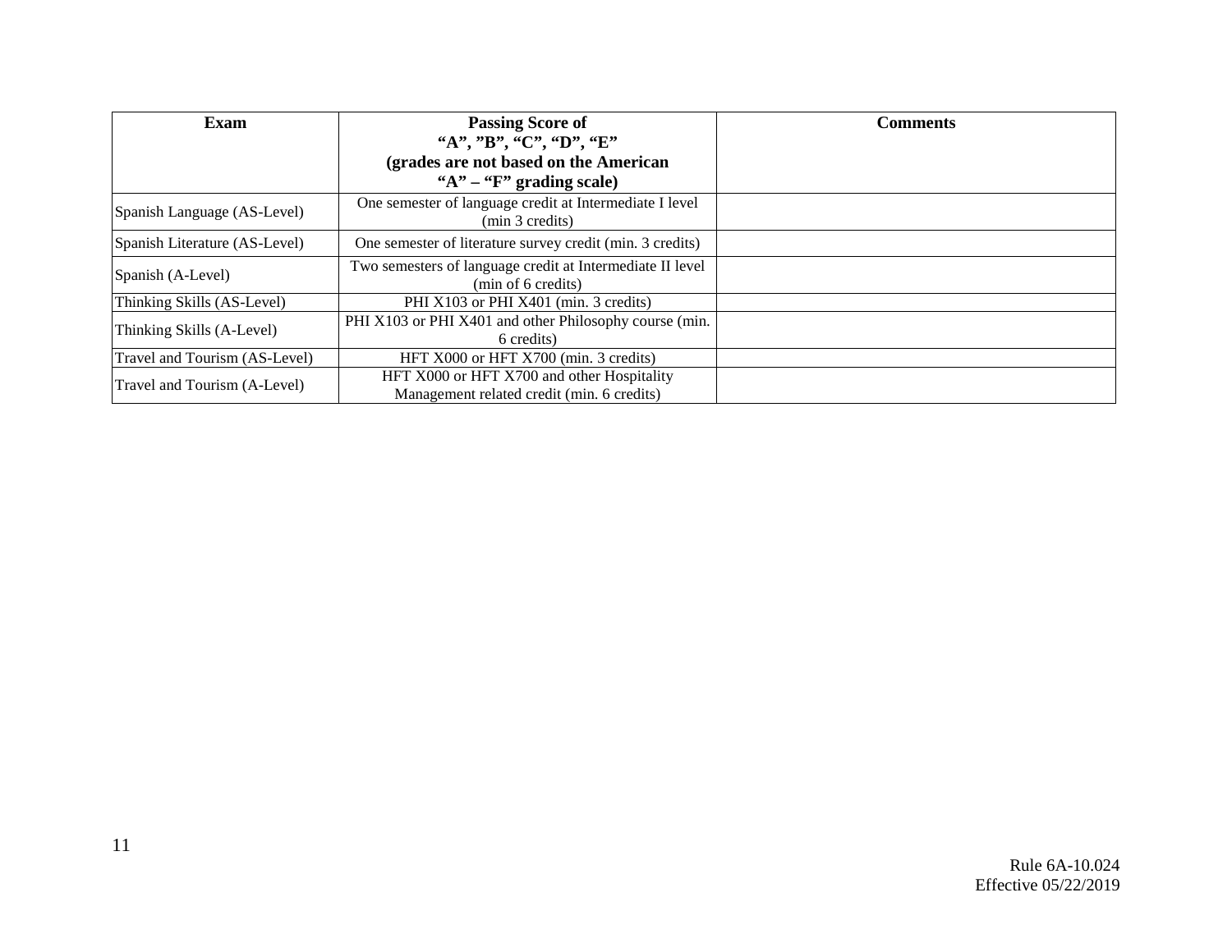| Exam | Passing Score of "A", "B", "C", "D", "E" (grades are not based on the American "A" – "F" grading scale) | Comments |
|---|---|---|
| Spanish Language (AS-Level) | One semester of language credit at Intermediate I level (min 3 credits) | |
| Spanish Literature (AS-Level) | One semester of literature survey credit (min. 3 credits) | |
| Spanish (A-Level) | Two semesters of language credit at Intermediate II level (min of 6 credits) | |
| Thinking Skills (AS-Level) | PHI X103 or PHI X401 (min. 3 credits) | |
| Thinking Skills (A-Level) | PHI X103 or PHI X401 and other Philosophy course (min. 6 credits) | |
| Travel and Tourism (AS-Level) | HFT X000 or HFT X700 (min. 3 credits) | |
| Travel and Tourism (A-Level) | HFT X000 or HFT X700 and other Hospitality Management related credit (min. 6 credits) | |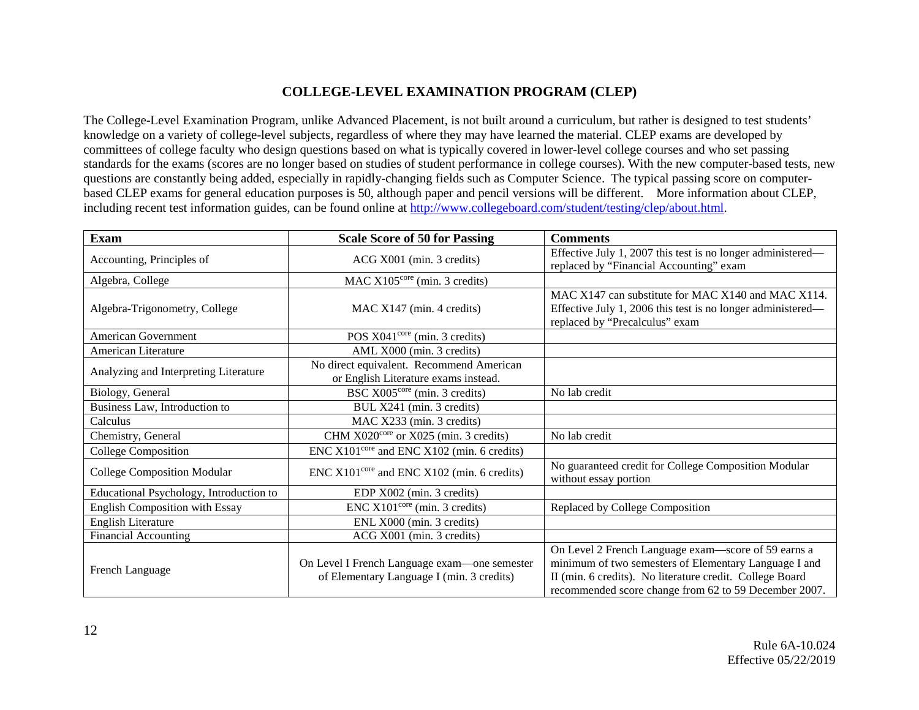## COLLEGE-LEVEL EXAMINATION PROGRAM (CLEP)

The College-Level Examination Program, unlike Advanced Placement, is not built around a curriculum, but rather is designed to test students' knowledge on a variety of college-level subjects, regardless of where they may have learned the material. CLEP exams are developed by committees of college faculty who design questions based on what is typically covered in lower-level college courses and who set passing standards for the exams (scores are no longer based on studies of student performance in college courses). With the new computer-based tests, new questions are constantly being added, especially in rapidly-changing fields such as Computer Science. The typical passing score on computer-based CLEP exams for general education purposes is 50, although paper and pencil versions will be different. More information about CLEP, including recent test information guides, can be found online at [http://www.collegeboard.com/student/testing/clep/about.html](http://www.collegeboard.com/student/testing/clep/about.html).

| Exam | Scale Score of 50 for Passing | Comments |
|---|---|---|
| Accounting, Principles of | ACG X001 (min. 3 credits) | Effective July 1, 2007 this test is no longer administered—replaced by "Financial Accounting" exam |
| Algebra, College | MAC X105$^{core}$ (min. 3 credits) | |
| Algebra-Trigonometry, College | MAC X147 (min. 4 credits) | MAC X147 can substitute for MAC X140 and MAC X114. Effective July 1, 2006 this test is no longer administered—replaced by "Precalculus" exam |
| American Government | POS X041$^{core}$ (min. 3 credits) | |
| American Literature | AML X000 (min. 3 credits) | |
| Analyzing and Interpreting Literature | No direct equivalent. Recommend American or English Literature exams instead. | |
| Biology, General | BSC X005$^{core}$ (min. 3 credits) | No lab credit |
| Business Law, Introduction to | BUL X241 (min. 3 credits) | |
| Calculus | MAC X233 (min. 3 credits) | |
| Chemistry, General | CHM X020$^{core}$ or X025 (min. 3 credits) | No lab credit |
| College Composition | ENC X101$^{core}$ and ENC X102 (min. 6 credits) | |
| College Composition Modular | ENC X101$^{core}$ and ENC X102 (min. 6 credits) | No guaranteed credit for College Composition Modular without essay portion |
| Educational Psychology, Introduction to | EDP X002 (min. 3 credits) | |
| English Composition with Essay | ENC X101$^{core}$ (min. 3 credits) | Replaced by College Composition |
| English Literature | ENL X000 (min. 3 credits) | |
| Financial Accounting | ACG X001 (min. 3 credits) | |
| French Language | On Level I French Language exam—one semester of Elementary Language I (min. 3 credits) | On Level 2 French Language exam—score of 59 earns a minimum of two semesters of Elementary Language I and II (min. 6 credits). No literature credit. College Board recommended score change from 62 to 59 December 2007. |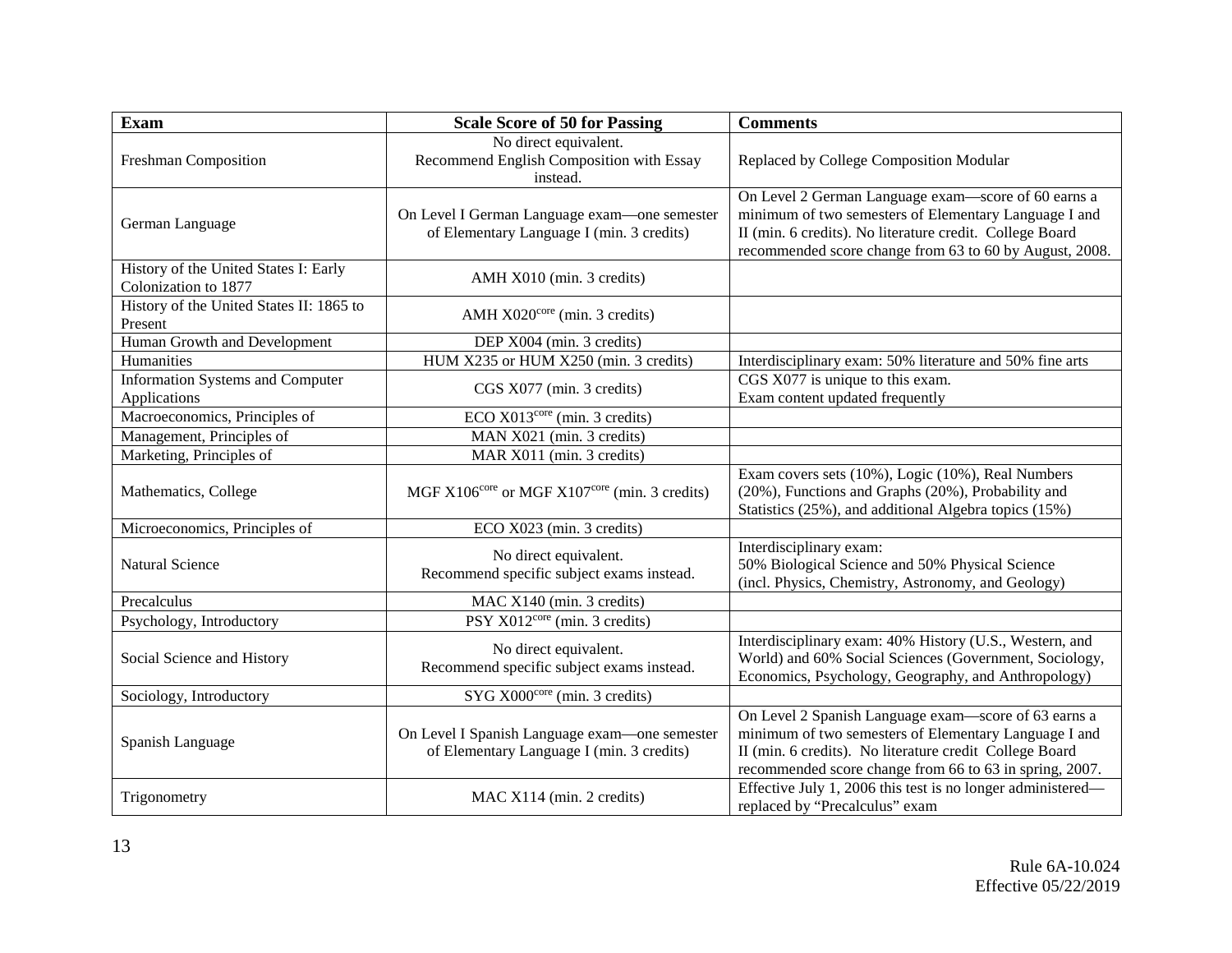| Exam | Scale Score of 50 for Passing | Comments |
|---|---|---|
| Freshman Composition | No direct equivalent. Recommend English Composition with Essay instead. | Replaced by College Composition Modular |
| German Language | On Level I German Language exam—one semester of Elementary Language I (min. 3 credits) | On Level 2 German Language exam—score of 60 earns a minimum of two semesters of Elementary Language I and II (min. 6 credits). No literature credit. College Board recommended score change from 63 to 60 by August, 2008. |
| History of the United States I: Early Colonization to 1877 | AMH X010 (min. 3 credits) | |
| History of the United States II: 1865 to Present | AMH X020$^{core}$ (min. 3 credits) | |
| Human Growth and Development | DEP X004 (min. 3 credits) | |
| Humanities | HUM X235 or HUM X250 (min. 3 credits) | Interdisciplinary exam: 50% literature and 50% fine arts |
| Information Systems and Computer Applications | CGS X077 (min. 3 credits) | CGS X077 is unique to this exam. Exam content updated frequently |
| Macroeconomics, Principles of | ECO X013$^{core}$ (min. 3 credits) | |
| Management, Principles of | MAN X021 (min. 3 credits) | |
| Marketing, Principles of | MAR X011 (min. 3 credits) | |
| Mathematics, College | MGF X106$^{core}$ or MGF X107$^{core}$ (min. 3 credits) | Exam covers sets (10%), Logic (10%), Real Numbers (20%), Functions and Graphs (20%), Probability and Statistics (25%), and additional Algebra topics (15%) |
| Microeconomics, Principles of | ECO X023 (min. 3 credits) | |
| Natural Science | No direct equivalent. Recommend specific subject exams instead. | Interdisciplinary exam: 50% Biological Science and 50% Physical Science (incl. Physics, Chemistry, Astronomy, and Geology) |
| Precalculus | MAC X140 (min. 3 credits) | |
| Psychology, Introductory | PSY X012$^{core}$ (min. 3 credits) | |
| Social Science and History | No direct equivalent. Recommend specific subject exams instead. | Interdisciplinary exam: 40% History (U.S., Western, and World) and 60% Social Sciences (Government, Sociology, Economics, Psychology, Geography, and Anthropology) |
| Sociology, Introductory | SYG X000$^{core}$ (min. 3 credits) | |
| Spanish Language | On Level I Spanish Language exam—one semester of Elementary Language I (min. 3 credits) | On Level 2 Spanish Language exam—score of 63 earns a minimum of two semesters of Elementary Language I and II (min. 6 credits). No literature credit College Board recommended score change from 66 to 63 in spring, 2007. |
| Trigonometry | MAC X114 (min. 2 credits) | Effective July 1, 2006 this test is no longer administered—replaced by "Precalculus" exam |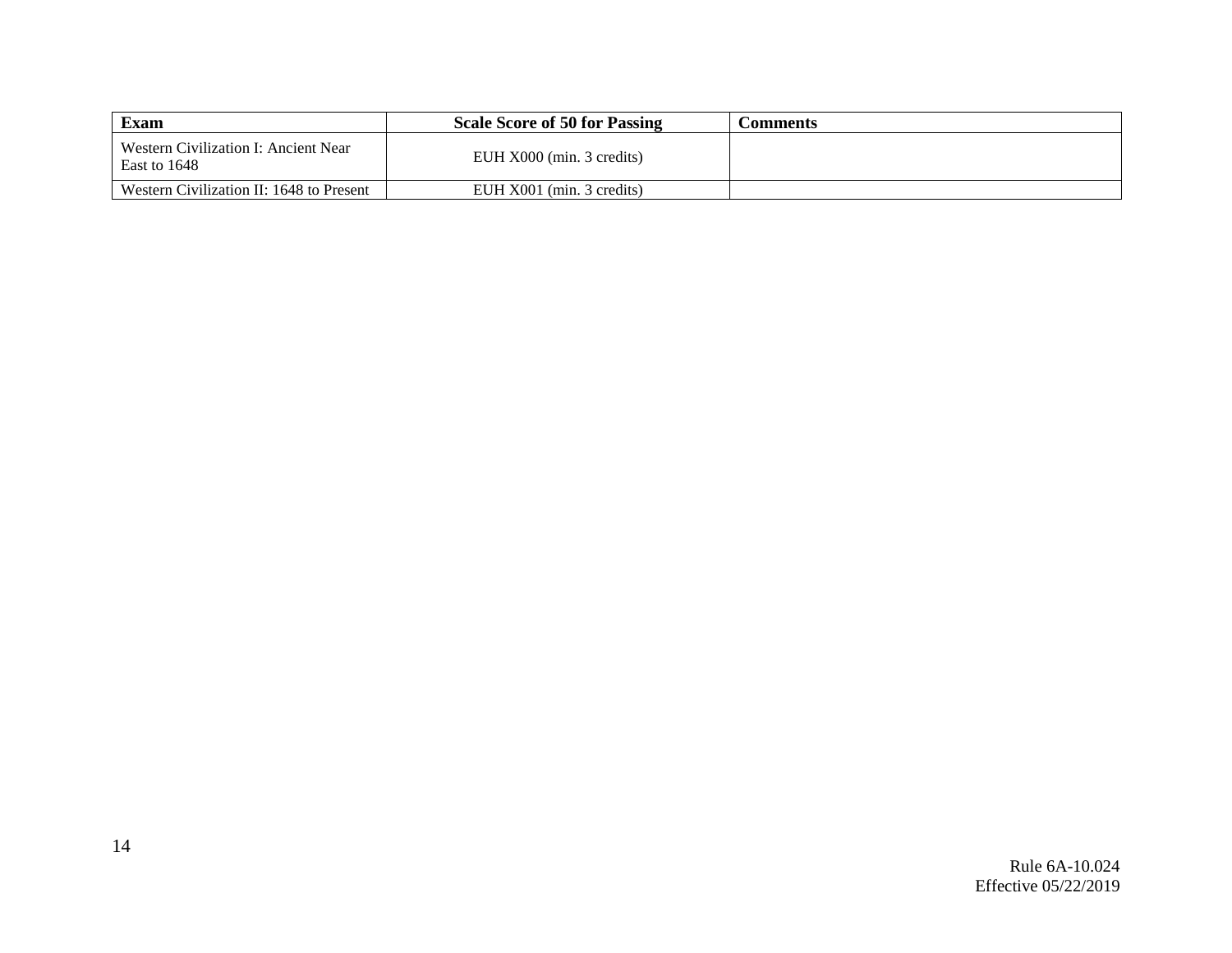| Exam | Scale Score of 50 for Passing | Comments |
|---|---|---|
| Western Civilization I: Ancient Near East to 1648 | EUH X000 (min. 3 credits) | |
| Western Civilization II: 1648 to Present | EUH X001 (min. 3 credits) | |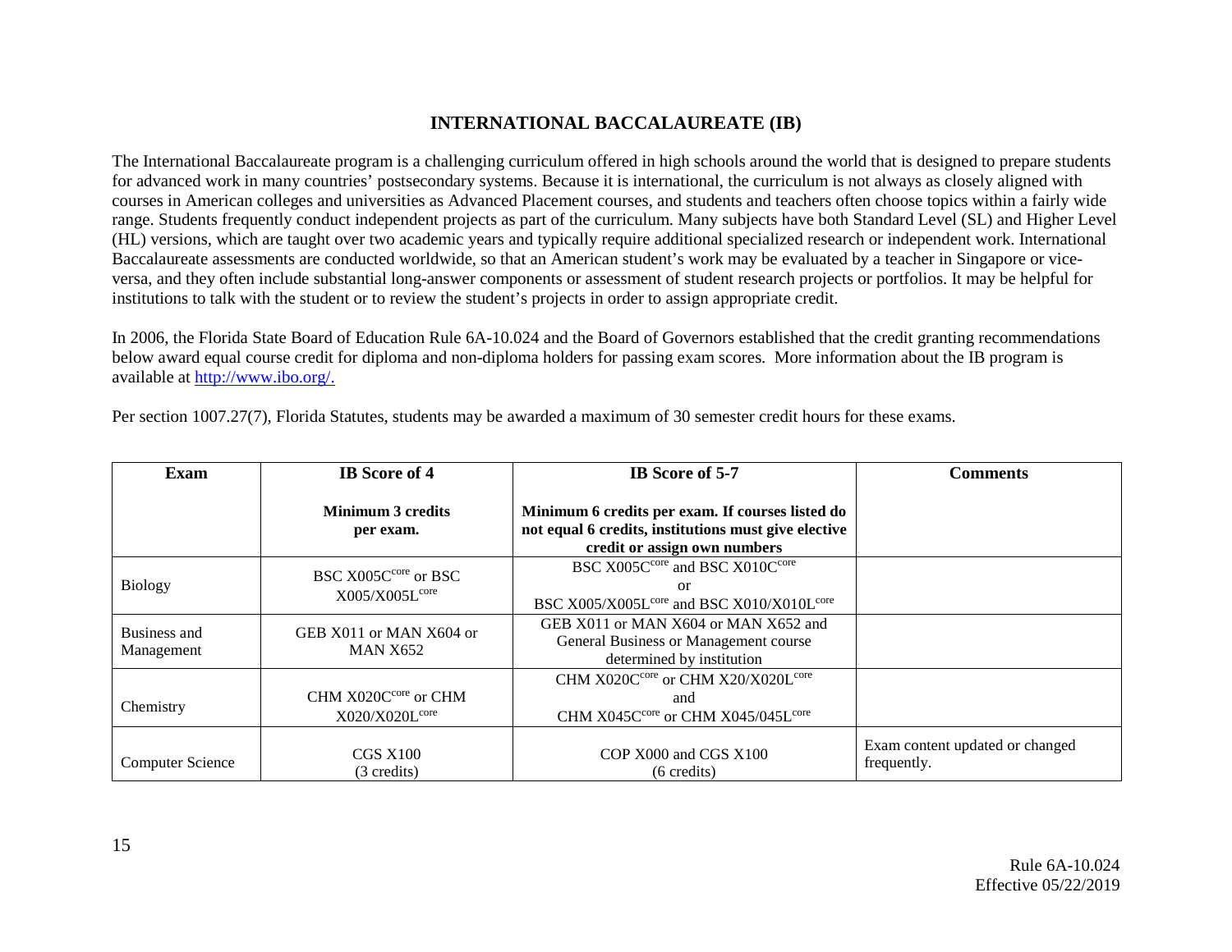## INTERNATIONAL BACCALAUREATE (IB)

The International Baccalaureate program is a challenging curriculum offered in high schools around the world that is designed to prepare students for advanced work in many countries' postsecondary systems. Because it is international, the curriculum is not always as closely aligned with courses in American colleges and universities as Advanced Placement courses, and students and teachers often choose topics within a fairly wide range. Students frequently conduct independent projects as part of the curriculum. Many subjects have both Standard Level (SL) and Higher Level (HL) versions, which are taught over two academic years and typically require additional specialized research or independent work. International Baccalaureate assessments are conducted worldwide, so that an American student's work may be evaluated by a teacher in Singapore or vice-versa, and they often include substantial long-answer components or assessment of student research projects or portfolios. It may be helpful for institutions to talk with the student or to review the student's projects in order to assign appropriate credit.

In 2006, the Florida State Board of Education Rule 6A-10.024 and the Board of Governors established that the credit granting recommendations below award equal course credit for diploma and non-diploma holders for passing exam scores. More information about the IB program is available at http://www.ibo.org/.

Per section 1007.27(7), Florida Statutes, students may be awarded a maximum of 30 semester credit hours for these exams.

| Exam | IB Score of 4<br><br>**Minimum 3 credits per exam.** | IB Score of 5-7<br><br>**Minimum 6 credits per exam. If courses listed do not equal 6 credits, institutions must give elective credit or assign own numbers** | Comments |
|---|---|---|---|
| Biology | BSC X005C[core] or BSC X005/X005L[core] | BSC X005C[core] and BSC X010C[core]<br>or<br>BSC X005/X005L[core] and BSC X010/X010L[core] | |
| Business and Management | GEB X011 or MAN X604 or MAN X652 | GEB X011 or MAN X604 or MAN X652 and General Business or Management course determined by institution | |
| Chemistry | CHM X020C[core] or CHM X020/X020L[core] | CHM X020C[core] or CHM X20/X020L[core]<br>and<br>CHM X045C[core] or CHM X045/045L[core] | |
| Computer Science | CGS X100<br>(3 credits) | COP X000 and CGS X100<br>(6 credits) | Exam content updated or changed frequently. |

Rule 6A-10.024
Effective 05/22/2019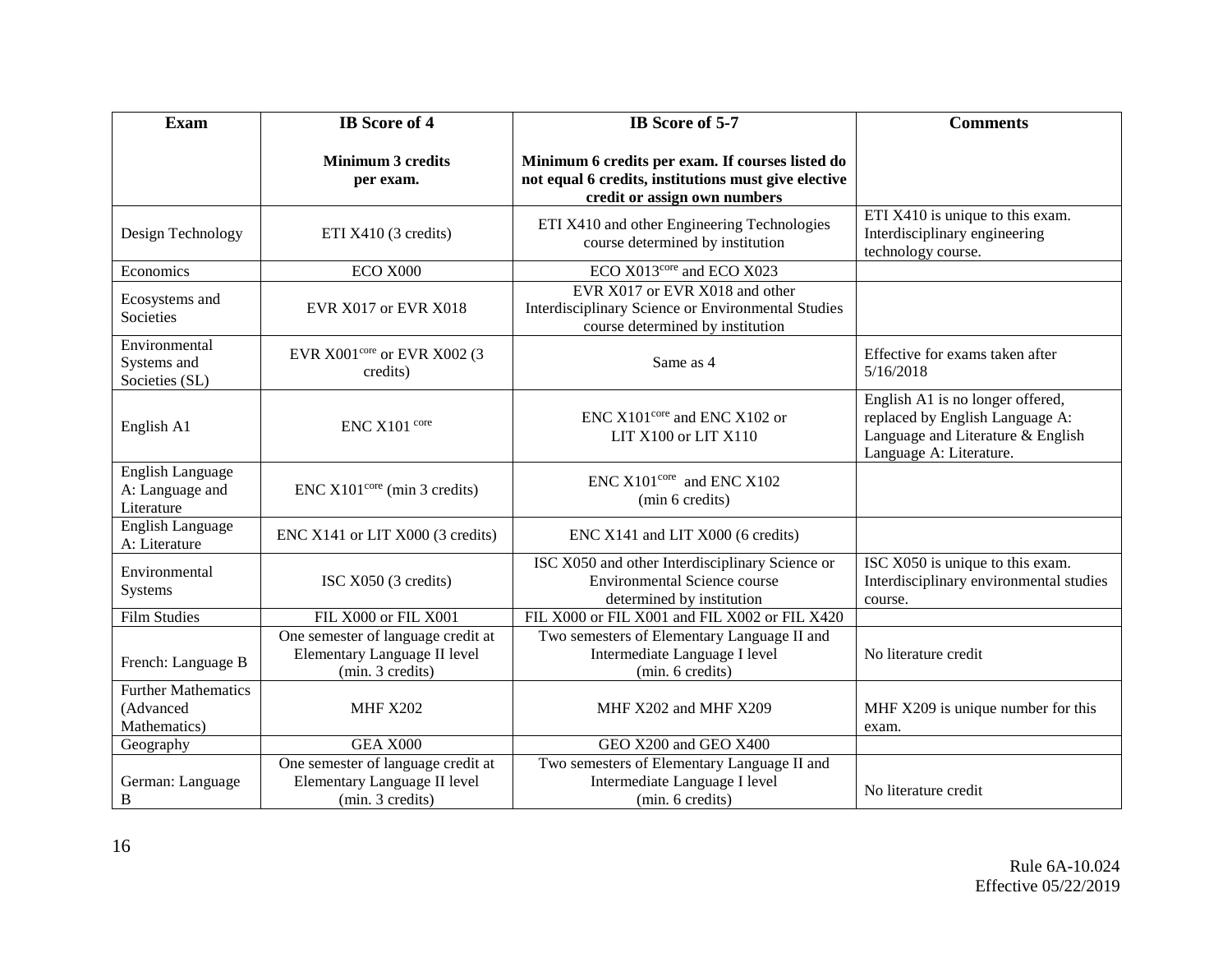| Exam | IB Score of 4<br><br>Minimum 3 credits per exam. | IB Score of 5-7<br><br>Minimum 6 credits per exam. If courses listed do not equal 6 credits, institutions must give elective credit or assign own numbers | Comments |
|---|---|---|---|
| Design Technology | ETI X410 (3 credits) | ETI X410 and other Engineering Technologies course determined by institution | ETI X410 is unique to this exam. Interdisciplinary engineering technology course. |
| Economics | ECO X000 | ECO X013core and ECO X023 | |
| Ecosystems and Societies | EVR X017 or EVR X018 | EVR X017 or EVR X018 and other Interdisciplinary Science or Environmental Studies course determined by institution | |
| Environmental Systems and Societies (SL) | EVR X001core or EVR X002 (3 credits) | Same as 4 | Effective for exams taken after 5/16/2018 |
| English A1 | ENC X101 core | ENC X101core and ENC X102 or LIT X100 or LIT X110 | English A1 is no longer offered, replaced by English Language A: Language and Literature & English Language A: Literature. |
| English Language A: Language and Literature | ENC X101core (min 3 credits) | ENC X101core and ENC X102 (min 6 credits) | |
| English Language A: Literature | ENC X141 or LIT X000 (3 credits) | ENC X141 and LIT X000 (6 credits) | |
| Environmental Systems | ISC X050 (3 credits) | ISC X050 and other Interdisciplinary Science or Environmental Science course determined by institution | ISC X050 is unique to this exam. Interdisciplinary environmental studies course. |
| Film Studies | FIL X000 or FIL X001 | FIL X000 or FIL X001 and FIL X002 or FIL X420 | |
| French: Language B | One semester of language credit at Elementary Language II level (min. 3 credits) | Two semesters of Elementary Language II and Intermediate Language I level (min. 6 credits) | No literature credit |
| Further Mathematics (Advanced Mathematics) | MHF X202 | MHF X202 and MHF X209 | MHF X209 is unique number for this exam. |
| Geography | GEA X000 | GEO X200 and GEO X400 | |
| German: Language B | One semester of language credit at Elementary Language II level (min. 3 credits) | Two semesters of Elementary Language II and Intermediate Language I level (min. 6 credits) | No literature credit |

Rule 6A-10.024
Effective 05/22/2019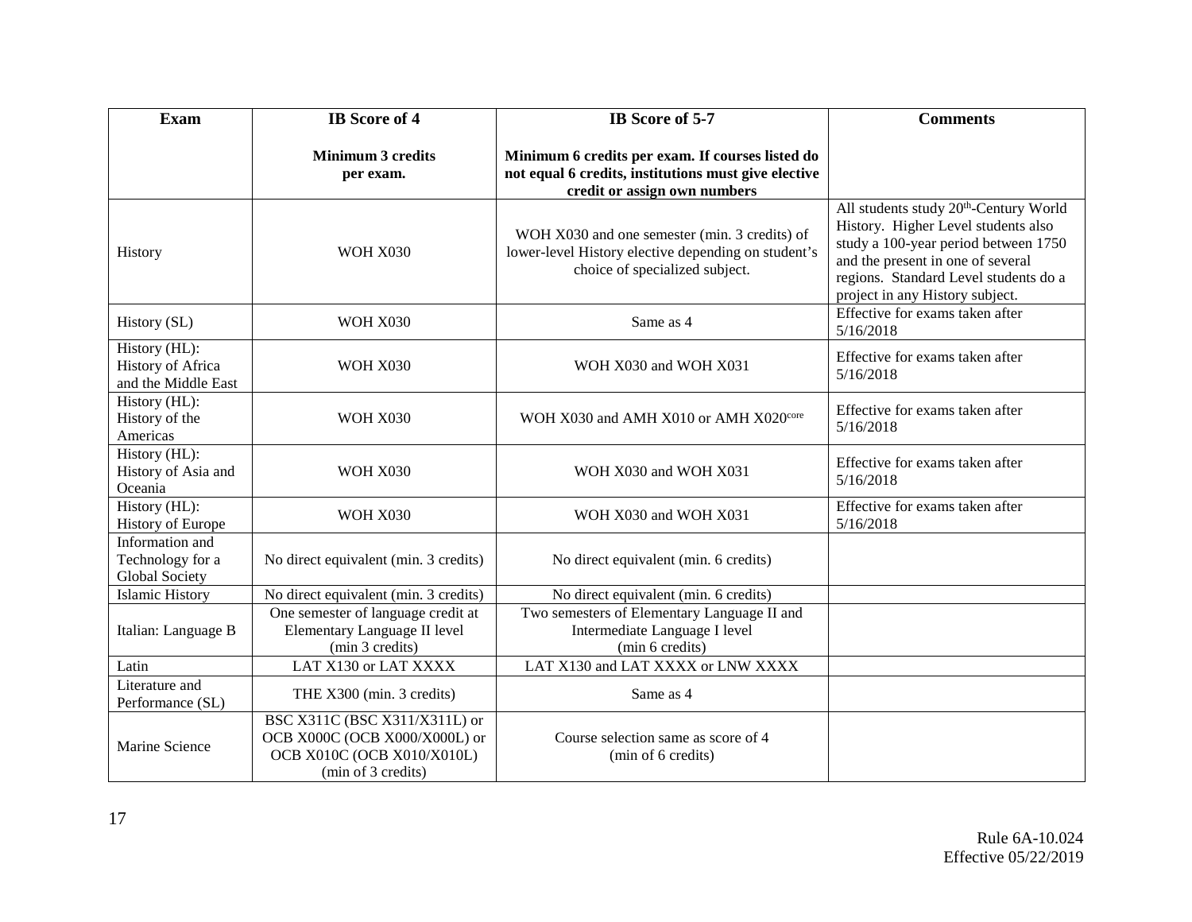| Exam | IB Score of 4<br><br>Minimum 3 credits per exam. | IB Score of 5-7<br><br>Minimum 6 credits per exam. If courses listed do not equal 6 credits, institutions must give elective credit or assign own numbers | Comments |
|---|---|---|---|
| History | WOH X030 | WOH X030 and one semester (min. 3 credits) of lower-level History elective depending on student's choice of specialized subject. | All students study 20th-Century World History. Higher Level students also study a 100-year period between 1750 and the present in one of several regions. Standard Level students do a project in any History subject. |
| History (SL) | WOH X030 | Same as 4 | Effective for exams taken after 5/16/2018 |
| History (HL): History of Africa and the Middle East | WOH X030 | WOH X030 and WOH X031 | Effective for exams taken after 5/16/2018 |
| History (HL): History of the Americas | WOH X030 | WOH X030 and AMH X010 or AMH X020[core] | Effective for exams taken after 5/16/2018 |
| History (HL): History of Asia and Oceania | WOH X030 | WOH X030 and WOH X031 | Effective for exams taken after 5/16/2018 |
| History (HL): History of Europe | WOH X030 | WOH X030 and WOH X031 | Effective for exams taken after 5/16/2018 |
| Information and Technology for a Global Society | No direct equivalent (min. 3 credits) | No direct equivalent (min. 6 credits) | |
| Islamic History | No direct equivalent (min. 3 credits) | No direct equivalent (min. 6 credits) | |
| Italian: Language B | One semester of language credit at Elementary Language II level (min 3 credits) | Two semesters of Elementary Language II and Intermediate Language I level (min 6 credits) | |
| Latin | LAT X130 or LAT XXXX | LAT X130 and LAT XXXX or LNW XXXX | |
| Literature and Performance (SL) | THE X300 (min. 3 credits) | Same as 4 | |
| Marine Science | BSC X311C (BSC X311/X311L) or OCB X000C (OCB X000/X000L) or OCB X010C (OCB X010/X010L) (min of 3 credits) | Course selection same as score of 4 (min of 6 credits) | |

Rule 6A-10.024
Effective 05/22/2019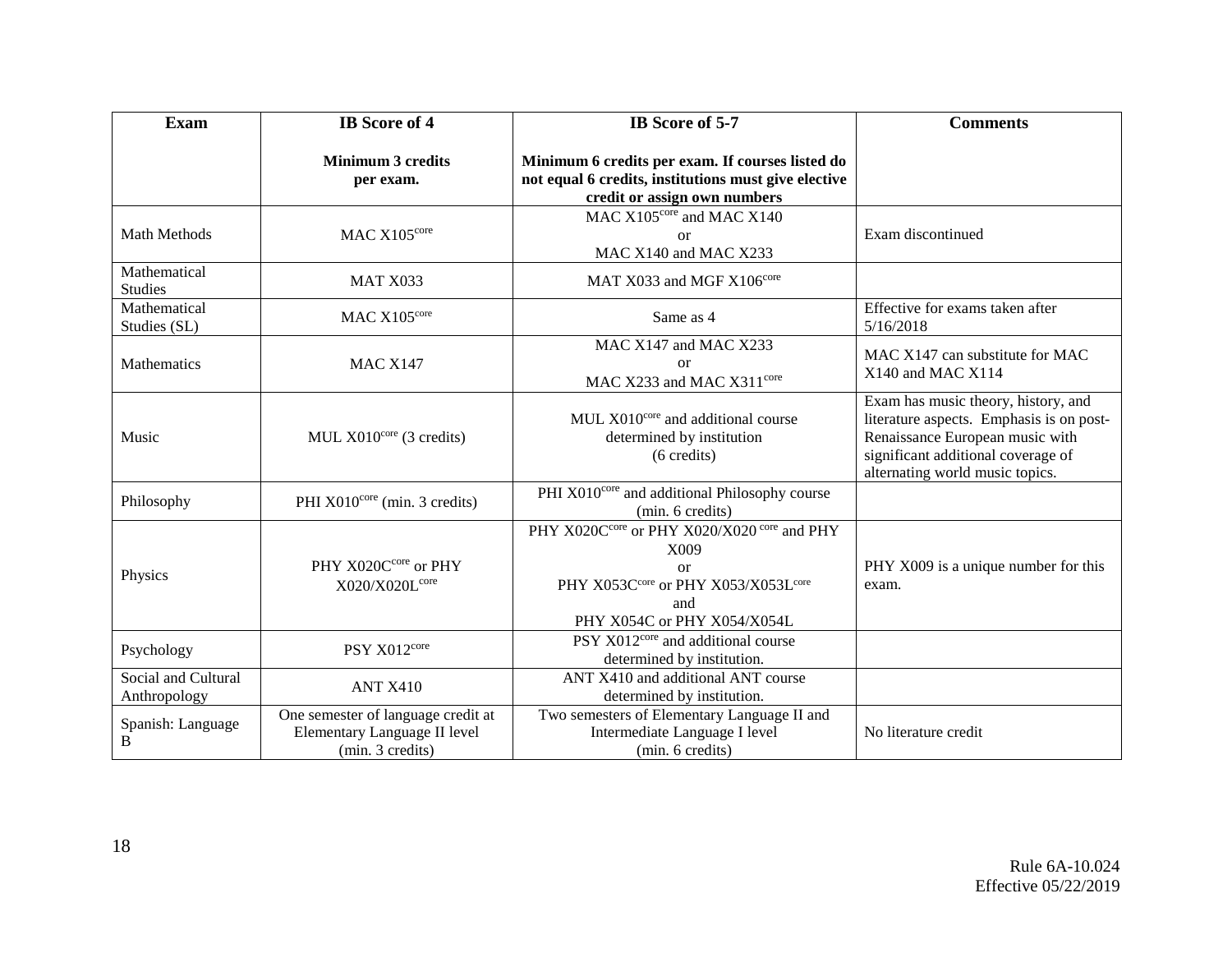| Exam | IB Score of 4<br><br>Minimum 3 credits per exam. | IB Score of 5-7<br><br>Minimum 6 credits per exam. If courses listed do not equal 6 credits, institutions must give elective credit or assign own numbers | Comments |
|---|---|---|---|
| Math Methods | MAC X105[core] | MAC X105[core] and MAC X140<br>or<br>MAC X140 and MAC X233 | Exam discontinued |
| Mathematical Studies | MAT X033 | MAT X033 and MGF X106[core] | |
| Mathematical Studies (SL) | MAC X105[core] | Same as 4 | Effective for exams taken after 5/16/2018 |
| Mathematics | MAC X147 | MAC X147 and MAC X233<br>or<br>MAC X233 and MAC X311[core] | MAC X147 can substitute for MAC X140 and MAC X114 |
| Music | MUL X010[core] (3 credits) | MUL X010[core] and additional course determined by institution<br>(6 credits) | Exam has music theory, history, and literature aspects. Emphasis is on post-Renaissance European music with significant additional coverage of alternating world music topics. |
| Philosophy | PHI X010[core] (min. 3 credits) | PHI X010[core] and additional Philosophy course<br>(min. 6 credits) | |
| Physics | PHY X020C[core] or PHY X020/X020L[core] | PHY X020C[core] or PHY X020/X020 [core] and PHY X009<br>or<br>PHY X053C[core] or PHY X053/X053L[core]<br>and<br>PHY X054C or PHY X054/X054L | PHY X009 is a unique number for this exam. |
| Psychology | PSY X012[core] | PSY X012[core] and additional course determined by institution. | |
| Social and Cultural Anthropology | ANT X410 | ANT X410 and additional ANT course determined by institution. | |
| Spanish: Language B | One semester of language credit at Elementary Language II level<br>(min. 3 credits) | Two semesters of Elementary Language II and Intermediate Language I level<br>(min. 6 credits) | No literature credit |

Rule 6A-10.024
Effective 05/22/2019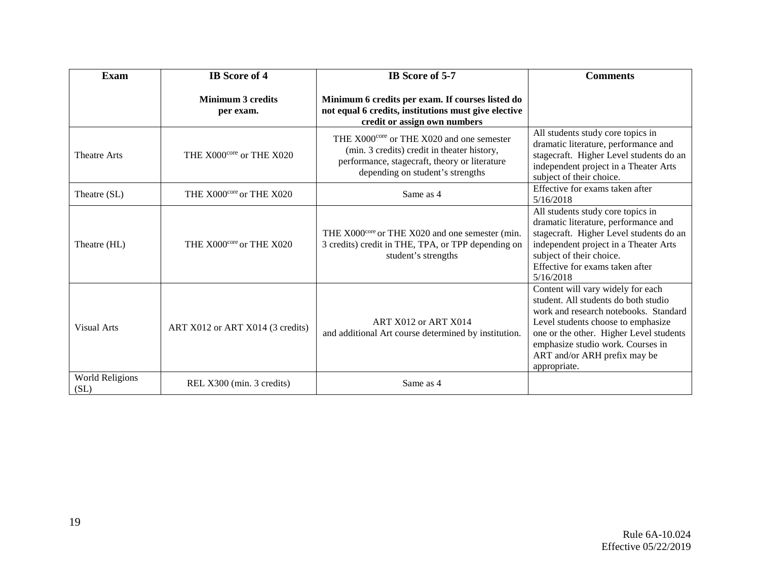| Exam | IB Score of 4<br><br>Minimum 3 credits per exam. | IB Score of 5-7<br><br>Minimum 6 credits per exam. If courses listed do not equal 6 credits, institutions must give elective credit or assign own numbers | Comments |
|---|---|---|---|
| Theatre Arts | THE X000[core] or THE X020 | THE X000[core] or THE X020 and one semester (min. 3 credits) credit in theater history, performance, stagecraft, theory or literature depending on student's strengths | All students study core topics in dramatic literature, performance and stagecraft. Higher Level students do an independent project in a Theater Arts subject of their choice. |
| Theatre (SL) | THE X000[core] or THE X020 | Same as 4 | Effective for exams taken after 5/16/2018 |
| Theatre (HL) | THE X000[core] or THE X020 | THE X000[core] or THE X020 and one semester (min. 3 credits) credit in THE, TPA, or TPP depending on student's strengths | All students study core topics in dramatic literature, performance and stagecraft. Higher Level students do an independent project in a Theater Arts subject of their choice.<br>Effective for exams taken after 5/16/2018 |
| Visual Arts | ART X012 or ART X014 (3 credits) | ART X012 or ART X014 and additional Art course determined by institution. | Content will vary widely for each student. All students do both studio work and research notebooks. Standard Level students choose to emphasize one or the other. Higher Level students emphasize studio work. Courses in ART and/or ARH prefix may be appropriate. |
| World Religions (SL) | REL X300 (min. 3 credits) | Same as 4 | |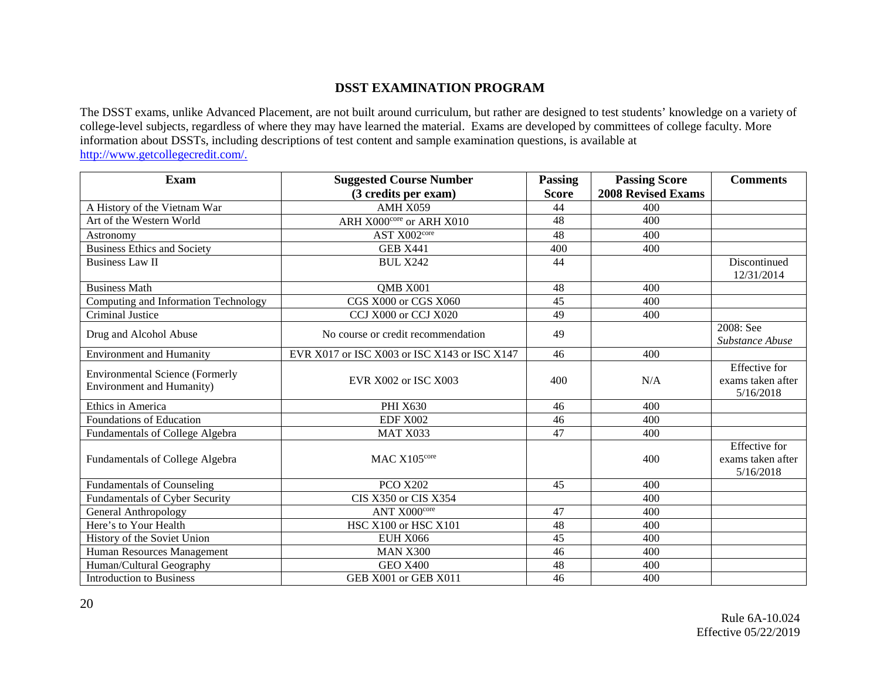## DSST EXAMINATION PROGRAM

The DSST exams, unlike Advanced Placement, are not built around curriculum, but rather are designed to test students' knowledge on a variety of college-level subjects, regardless of where they may have learned the material. Exams are developed by committees of college faculty. More information about DSSTs, including descriptions of test content and sample examination questions, is available at http://www.getcollegecredit.com/.

| Exam | Suggested Course Number (3 credits per exam) | Passing Score | Passing Score 2008 Revised Exams | Comments |
|---|---|---|---|---|
| A History of the Vietnam War | AMH X059 | 44 | 400 | |
| Art of the Western World | ARH X000[core] or ARH X010 | 48 | 400 | |
| Astronomy | AST X002[core] | 48 | 400 | |
| Business Ethics and Society | GEB X441 | 400 | 400 | |
| Business Law II | BUL X242 | 44 | | Discontinued 12/31/2014 |
| Business Math | QMB X001 | 48 | 400 | |
| Computing and Information Technology | CGS X000 or CGS X060 | 45 | 400 | |
| Criminal Justice | CCJ X000 or CCJ X020 | 49 | 400 | |
| Drug and Alcohol Abuse | No course or credit recommendation | 49 | | 2008: See *Substance Abuse* |
| Environment and Humanity | EVR X017 or ISC X003 or ISC X143 or ISC X147 | 46 | 400 | |
| Environmental Science (Formerly Environment and Humanity) | EVR X002 or ISC X003 | 400 | N/A | Effective for exams taken after 5/16/2018 |
| Ethics in America | PHI X630 | 46 | 400 | |
| Foundations of Education | EDF X002 | 46 | 400 | |
| Fundamentals of College Algebra | MAT X033 | 47 | 400 | |
| Fundamentals of College Algebra | MAC X105[core] | | 400 | Effective for exams taken after 5/16/2018 |
| Fundamentals of Counseling | PCO X202 | 45 | 400 | |
| Fundamentals of Cyber Security | CIS X350 or CIS X354 | | 400 | |
| General Anthropology | ANT X000[core] | 47 | 400 | |
| Here's to Your Health | HSC X100 or HSC X101 | 48 | 400 | |
| History of the Soviet Union | EUH X066 | 45 | 400 | |
| Human Resources Management | MAN X300 | 46 | 400 | |
| Human/Cultural Geography | GEO X400 | 48 | 400 | |
| Introduction to Business | GEB X001 or GEB X011 | 46 | 400 | |

Rule 6A-10.024
Effective 05/22/2019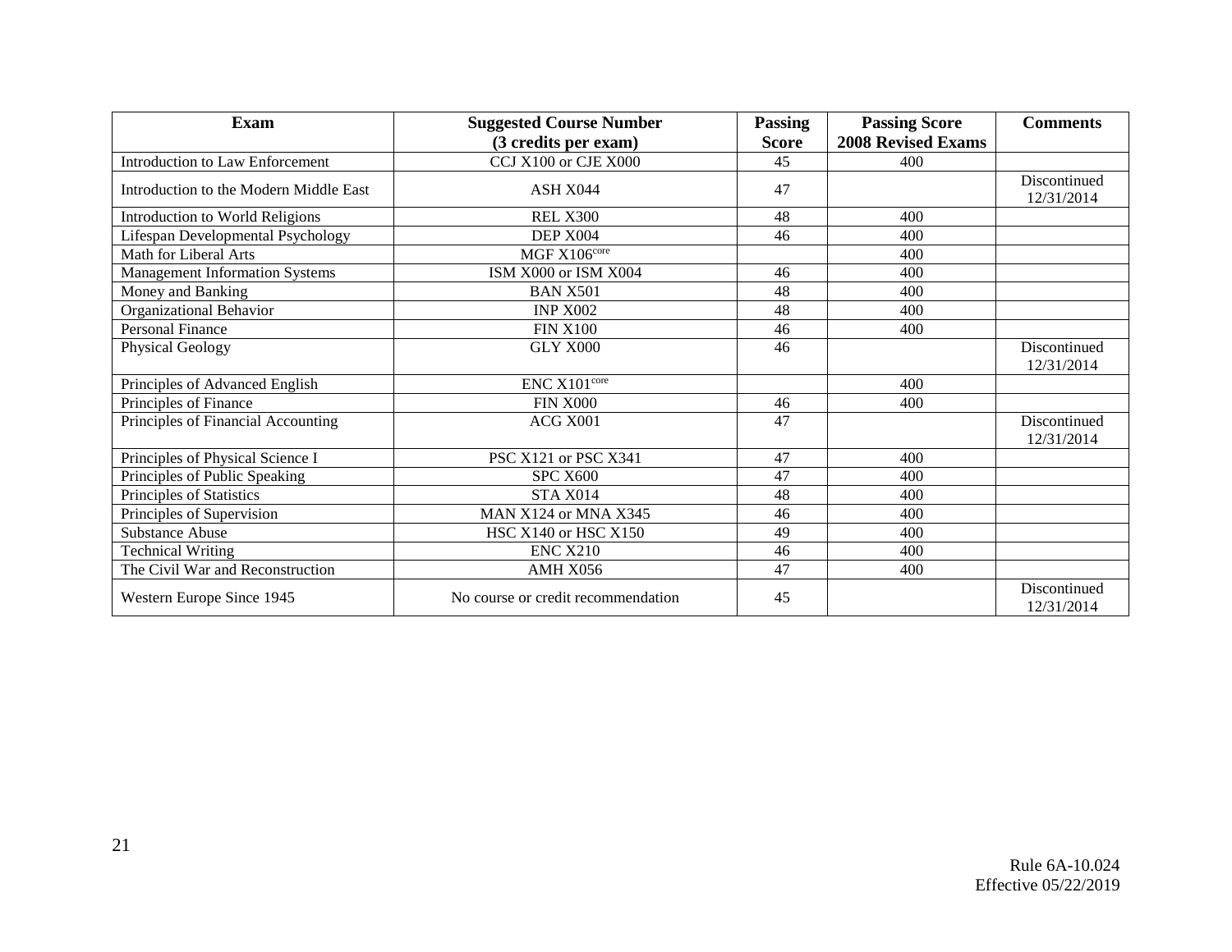| Exam | Suggested Course Number (3 credits per exam) | Passing Score | Passing Score 2008 Revised Exams | Comments |
|---|---|---|---|---|
| Introduction to Law Enforcement | CCJ X100 or CJE X000 | 45 | 400 | |
| Introduction to the Modern Middle East | ASH X044 | 47 | | Discontinued 12/31/2014 |
| Introduction to World Religions | REL X300 | 48 | 400 | |
| Lifespan Developmental Psychology | DEP X004 | 46 | 400 | |
| Math for Liberal Arts | MGF X106[core] | | 400 | |
| Management Information Systems | ISM X000 or ISM X004 | 46 | 400 | |
| Money and Banking | BAN X501 | 48 | 400 | |
| Organizational Behavior | INP X002 | 48 | 400 | |
| Personal Finance | FIN X100 | 46 | 400 | |
| Physical Geology | GLY X000 | 46 | | Discontinued 12/31/2014 |
| Principles of Advanced English | ENC X101[core] | | 400 | |
| Principles of Finance | FIN X000 | 46 | 400 | |
| Principles of Financial Accounting | ACG X001 | 47 | | Discontinued 12/31/2014 |
| Principles of Physical Science I | PSC X121 or PSC X341 | 47 | 400 | |
| Principles of Public Speaking | SPC X600 | 47 | 400 | |
| Principles of Statistics | STA X014 | 48 | 400 | |
| Principles of Supervision | MAN X124 or MNA X345 | 46 | 400 | |
| Substance Abuse | HSC X140 or HSC X150 | 49 | 400 | |
| Technical Writing | ENC X210 | 46 | 400 | |
| The Civil War and Reconstruction | AMH X056 | 47 | 400 | |
| Western Europe Since 1945 | No course or credit recommendation | 45 | | Discontinued 12/31/2014 |

Rule 6A-10.024
Effective 05/22/2019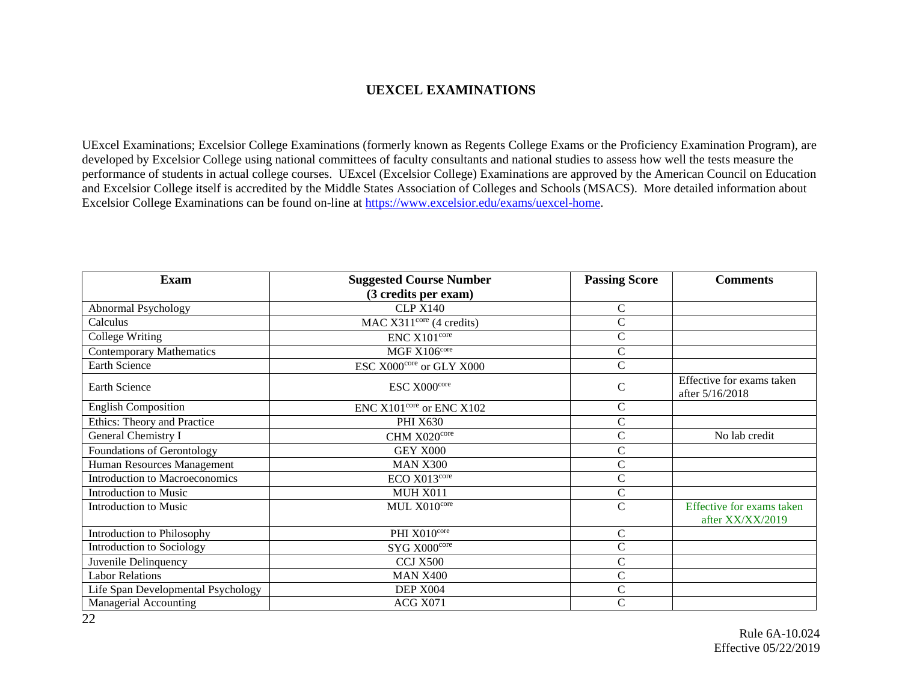## UEXCEL EXAMINATIONS

UExcel Examinations; Excelsior College Examinations (formerly known as Regents College Exams or the Proficiency Examination Program), are developed by Excelsior College using national committees of faculty consultants and national studies to assess how well the tests measure the performance of students in actual college courses. UExcel (Excelsior College) Examinations are approved by the American Council on Education and Excelsior College itself is accredited by the Middle States Association of Colleges and Schools (MSACS). More detailed information about Excelsior College Examinations can be found on-line at https://www.excelsior.edu/exams/uexcel-home.

| Exam | Suggested Course Number (3 credits per exam) | Passing Score | Comments |
|---|---|---|---|
| Abnormal Psychology | CLP X140 | C | |
| Calculus | MAC X311[core] (4 credits) | C | |
| College Writing | ENC X101[core] | C | |
| Contemporary Mathematics | MGF X106[core] | C | |
| Earth Science | ESC X000[core] or GLY X000 | C | |
| Earth Science | ESC X000[core] | C | Effective for exams taken after 5/16/2018 |
| English Composition | ENC X101[core] or ENC X102 | C | |
| Ethics: Theory and Practice | PHI X630 | C | |
| General Chemistry I | CHM X020[core] | C | No lab credit |
| Foundations of Gerontology | GEY X000 | C | |
| Human Resources Management | MAN X300 | C | |
| Introduction to Macroeconomics | ECO X013[core] | C | |
| Introduction to Music | MUH X011 | C | |
| Introduction to Music | MUL X010[core] | C | Effective for exams taken after XX/XX/2019 |
| Introduction to Philosophy | PHI X010[core] | C | |
| Introduction to Sociology | SYG X000[core] | C | |
| Juvenile Delinquency | CCJ X500 | C | |
| Labor Relations | MAN X400 | C | |
| Life Span Developmental Psychology | DEP X004 | C | |
| Managerial Accounting | ACG X071 | C | |

Rule 6A-10.024
Effective 05/22/2019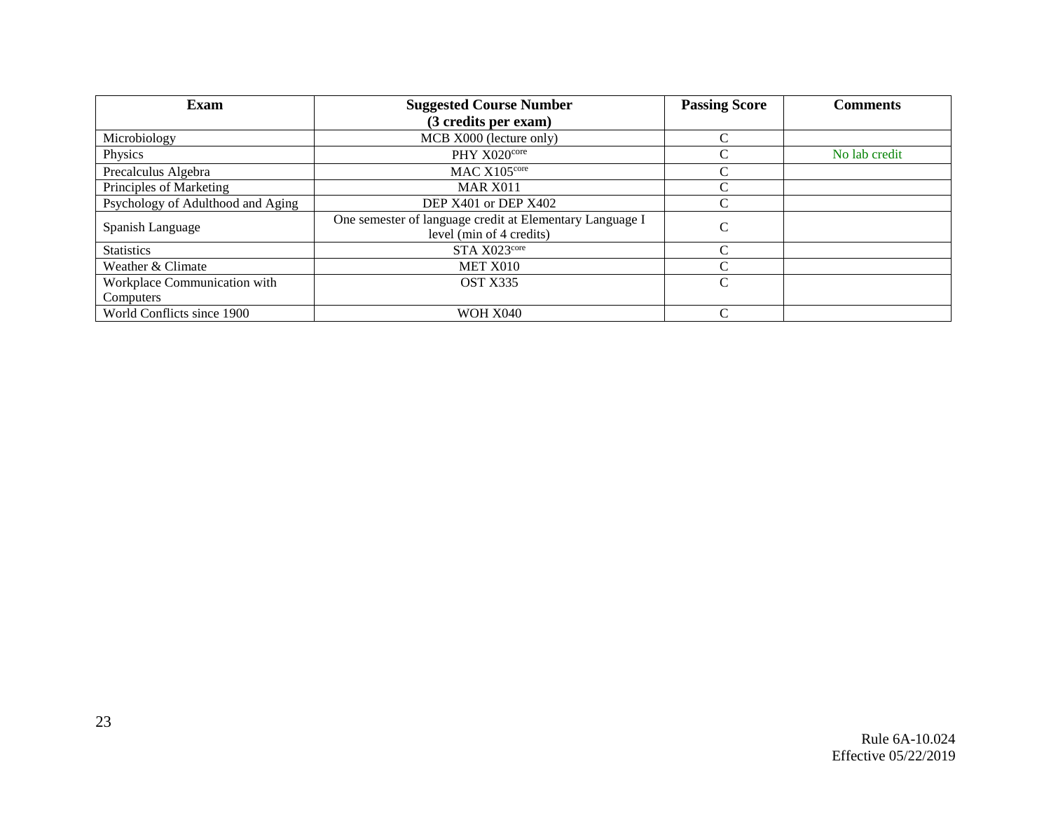| Exam | Suggested Course Number (3 credits per exam) | Passing Score | Comments |
|---|---|---|---|
| Microbiology | MCB X000 (lecture only) | C | |
| Physics | PHY X020[core] | C | No lab credit |
| Precalculus Algebra | MAC X105[core] | C | |
| Principles of Marketing | MAR X011 | C | |
| Psychology of Adulthood and Aging | DEP X401 or DEP X402 | C | |
| Spanish Language | One semester of language credit at Elementary Language I level (min of 4 credits) | C | |
| Statistics | STA X023[core] | C | |
| Weather & Climate | MET X010 | C | |
| Workplace Communication with Computers | OST X335 | C | |
| World Conflicts since 1900 | WOH X040 | C | |

Rule 6A-10.024
Effective 05/22/2019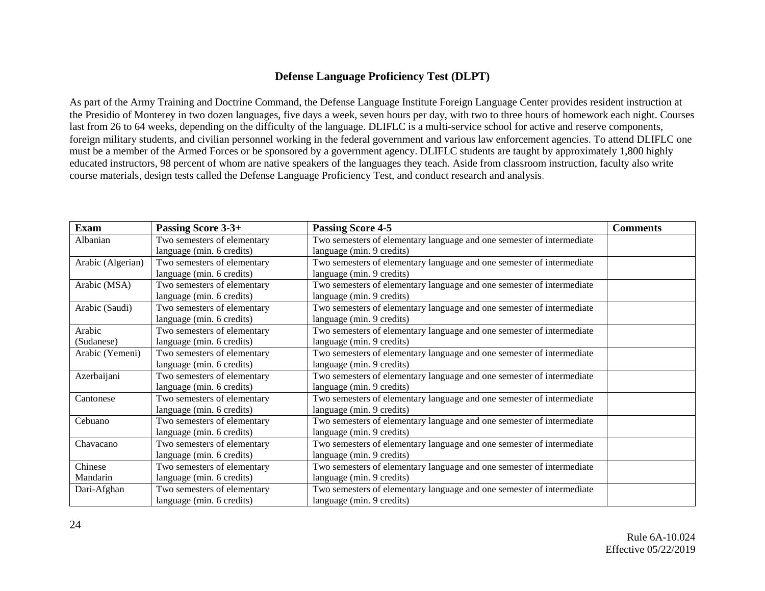## Defense Language Proficiency Test (DLPT)

As part of the Army Training and Doctrine Command, the Defense Language Institute Foreign Language Center provides resident instruction at the Presidio of Monterey in two dozen languages, five days a week, seven hours per day, with two to three hours of homework each night. Courses last from 26 to 64 weeks, depending on the difficulty of the language. DLIFLC is a multi-service school for active and reserve components, foreign military students, and civilian personnel working in the federal government and various law enforcement agencies. To attend DLIFLC one must be a member of the Armed Forces or be sponsored by a government agency. DLIFLC students are taught by approximately 1,800 highly educated instructors, 98 percent of whom are native speakers of the languages they teach. Aside from classroom instruction, faculty also write course materials, design tests called the Defense Language Proficiency Test, and conduct research and analysis.

| Exam | Passing Score 3-3+ | Passing Score 4-5 | Comments |
|---|---|---|---|
| Albanian | Two semesters of elementary language (min. 6 credits) | Two semesters of elementary language and one semester of intermediate language (min. 9 credits) | |
| Arabic (Algerian) | Two semesters of elementary language (min. 6 credits) | Two semesters of elementary language and one semester of intermediate language (min. 9 credits) | |
| Arabic (MSA) | Two semesters of elementary language (min. 6 credits) | Two semesters of elementary language and one semester of intermediate language (min. 9 credits) | |
| Arabic (Saudi) | Two semesters of elementary language (min. 6 credits) | Two semesters of elementary language and one semester of intermediate language (min. 9 credits) | |
| Arabic (Sudanese) | Two semesters of elementary language (min. 6 credits) | Two semesters of elementary language and one semester of intermediate language (min. 9 credits) | |
| Arabic (Yemeni) | Two semesters of elementary language (min. 6 credits) | Two semesters of elementary language and one semester of intermediate language (min. 9 credits) | |
| Azerbaijani | Two semesters of elementary language (min. 6 credits) | Two semesters of elementary language and one semester of intermediate language (min. 9 credits) | |
| Cantonese | Two semesters of elementary language (min. 6 credits) | Two semesters of elementary language and one semester of intermediate language (min. 9 credits) | |
| Cebuano | Two semesters of elementary language (min. 6 credits) | Two semesters of elementary language and one semester of intermediate language (min. 9 credits) | |
| Chavacano | Two semesters of elementary language (min. 6 credits) | Two semesters of elementary language and one semester of intermediate language (min. 9 credits) | |
| Chinese Mandarin | Two semesters of elementary language (min. 6 credits) | Two semesters of elementary language and one semester of intermediate language (min. 9 credits) | |
| Dari-Afghan | Two semesters of elementary language (min. 6 credits) | Two semesters of elementary language and one semester of intermediate language (min. 9 credits) | |

Rule 6A-10.024
Effective 05/22/2019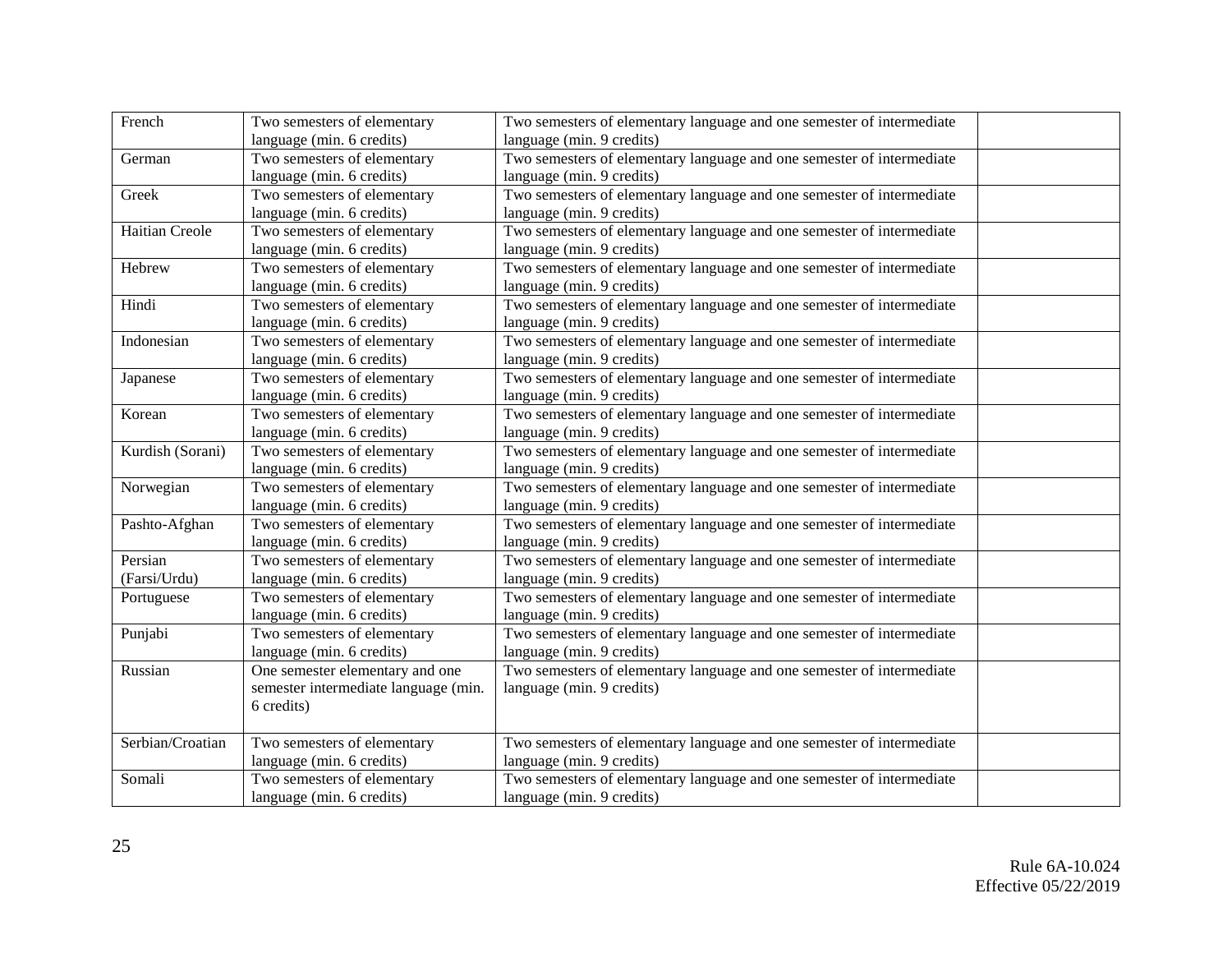| | | | |
|---|---|---|---|
| French | Two semesters of elementary language (min. 6 credits) | Two semesters of elementary language and one semester of intermediate language (min. 9 credits) | |
| German | Two semesters of elementary language (min. 6 credits) | Two semesters of elementary language and one semester of intermediate language (min. 9 credits) | |
| Greek | Two semesters of elementary language (min. 6 credits) | Two semesters of elementary language and one semester of intermediate language (min. 9 credits) | |
| Haitian Creole | Two semesters of elementary language (min. 6 credits) | Two semesters of elementary language and one semester of intermediate language (min. 9 credits) | |
| Hebrew | Two semesters of elementary language (min. 6 credits) | Two semesters of elementary language and one semester of intermediate language (min. 9 credits) | |
| Hindi | Two semesters of elementary language (min. 6 credits) | Two semesters of elementary language and one semester of intermediate language (min. 9 credits) | |
| Indonesian | Two semesters of elementary language (min. 6 credits) | Two semesters of elementary language and one semester of intermediate language (min. 9 credits) | |
| Japanese | Two semesters of elementary language (min. 6 credits) | Two semesters of elementary language and one semester of intermediate language (min. 9 credits) | |
| Korean | Two semesters of elementary language (min. 6 credits) | Two semesters of elementary language and one semester of intermediate language (min. 9 credits) | |
| Kurdish (Sorani) | Two semesters of elementary language (min. 6 credits) | Two semesters of elementary language and one semester of intermediate language (min. 9 credits) | |
| Norwegian | Two semesters of elementary language (min. 6 credits) | Two semesters of elementary language and one semester of intermediate language (min. 9 credits) | |
| Pashto-Afghan | Two semesters of elementary language (min. 6 credits) | Two semesters of elementary language and one semester of intermediate language (min. 9 credits) | |
| Persian (Farsi/Urdu) | Two semesters of elementary language (min. 6 credits) | Two semesters of elementary language and one semester of intermediate language (min. 9 credits) | |
| Portuguese | Two semesters of elementary language (min. 6 credits) | Two semesters of elementary language and one semester of intermediate language (min. 9 credits) | |
| Punjabi | Two semesters of elementary language (min. 6 credits) | Two semesters of elementary language and one semester of intermediate language (min. 9 credits) | |
| Russian | One semester elementary and one semester intermediate language (min. 6 credits) | Two semesters of elementary language and one semester of intermediate language (min. 9 credits) | |
| Serbian/Croatian | Two semesters of elementary language (min. 6 credits) | Two semesters of elementary language and one semester of intermediate language (min. 9 credits) | |
| Somali | Two semesters of elementary language (min. 6 credits) | Two semesters of elementary language and one semester of intermediate language (min. 9 credits) | |

Rule 6A-10.024
Effective 05/22/2019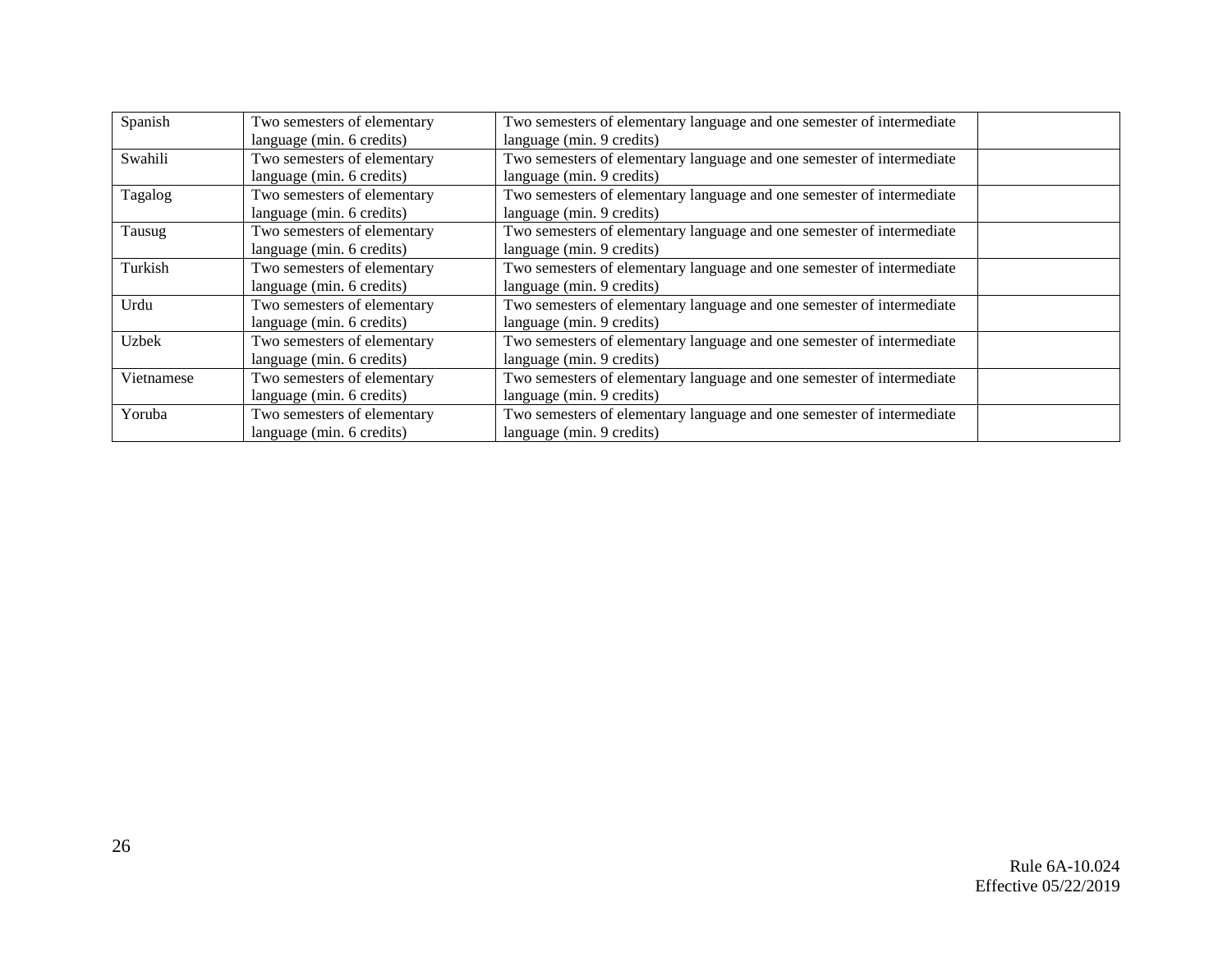| | | | |
|---|---|---|---|
| Spanish | Two semesters of elementary language (min. 6 credits) | Two semesters of elementary language and one semester of intermediate language (min. 9 credits) | |
| Swahili | Two semesters of elementary language (min. 6 credits) | Two semesters of elementary language and one semester of intermediate language (min. 9 credits) | |
| Tagalog | Two semesters of elementary language (min. 6 credits) | Two semesters of elementary language and one semester of intermediate language (min. 9 credits) | |
| Tausug | Two semesters of elementary language (min. 6 credits) | Two semesters of elementary language and one semester of intermediate language (min. 9 credits) | |
| Turkish | Two semesters of elementary language (min. 6 credits) | Two semesters of elementary language and one semester of intermediate language (min. 9 credits) | |
| Urdu | Two semesters of elementary language (min. 6 credits) | Two semesters of elementary language and one semester of intermediate language (min. 9 credits) | |
| Uzbek | Two semesters of elementary language (min. 6 credits) | Two semesters of elementary language and one semester of intermediate language (min. 9 credits) | |
| Vietnamese | Two semesters of elementary language (min. 6 credits) | Two semesters of elementary language and one semester of intermediate language (min. 9 credits) | |
| Yoruba | Two semesters of elementary language (min. 6 credits) | Two semesters of elementary language and one semester of intermediate language (min. 9 credits) | |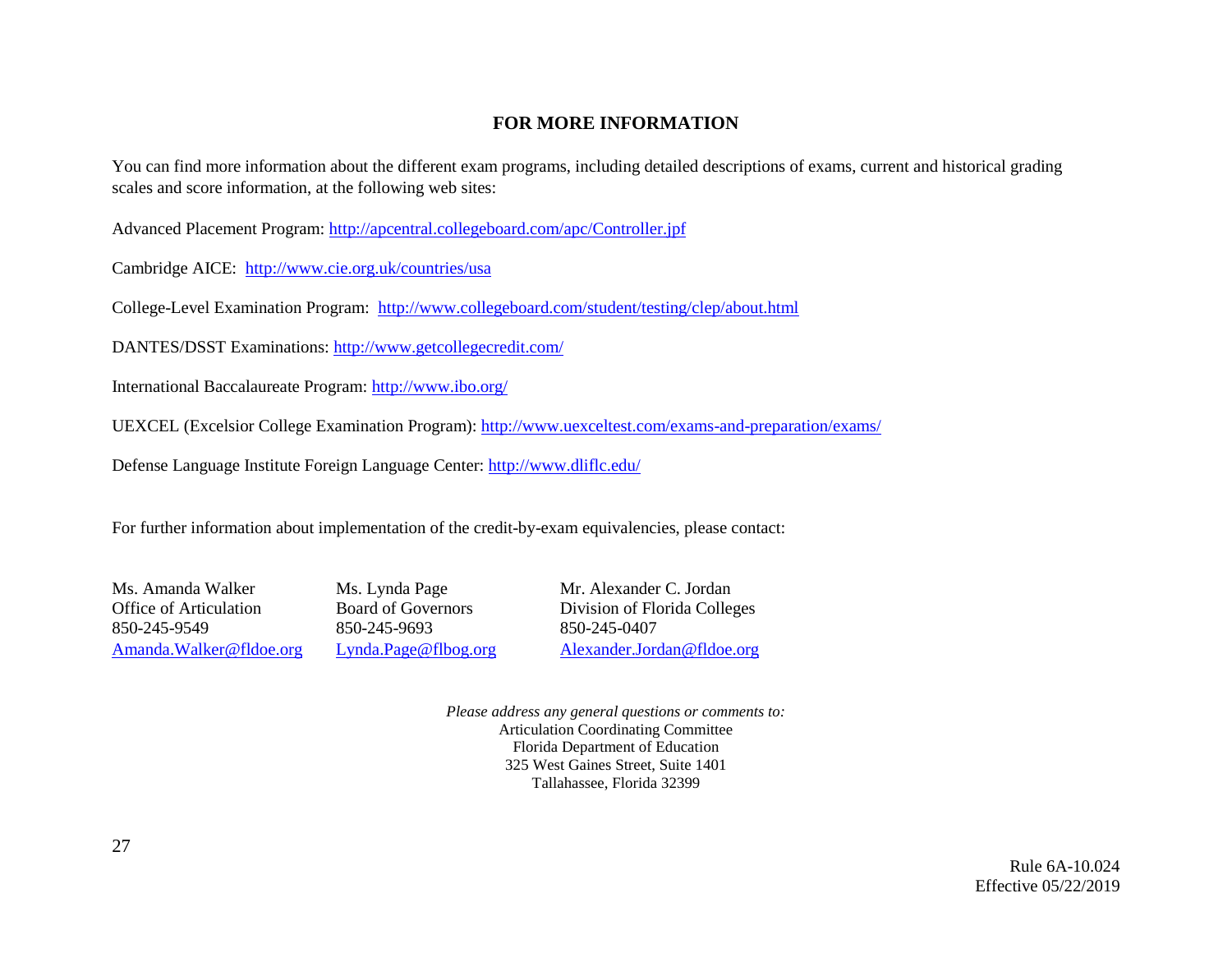## FOR MORE INFORMATION

You can find more information about the different exam programs, including detailed descriptions of exams, current and historical grading scales and score information, at the following web sites:

Advanced Placement Program: http://apcentral.collegeboard.com/apc/Controller.jpf

Cambridge AICE: http://www.cie.org.uk/countries/usa

College-Level Examination Program: http://www.collegeboard.com/student/testing/clep/about.html

DANTES/DSST Examinations: http://www.getcollegecredit.com/

International Baccalaureate Program: http://www.ibo.org/

UEXCEL (Excelsior College Examination Program): http://www.uexceltest.com/exams-and-preparation/exams/

Defense Language Institute Foreign Language Center: http://www.dliflc.edu/

For further information about implementation of the credit-by-exam equivalencies, please contact:

Ms. Amanda Walker
Office of Articulation
850-245-9549
Amanda.Walker@fldoe.org

Ms. Lynda Page
Board of Governors
850-245-9693
Lynda.Page@flbog.org

Mr. Alexander C. Jordan
Division of Florida Colleges
850-245-0407
Alexander.Jordan@fldoe.org

*Please address any general questions or comments to:*
Articulation Coordinating Committee
Florida Department of Education
325 West Gaines Street, Suite 1401
Tallahassee, Florida 32399

Rule 6A-10.024
Effective 05/22/2019